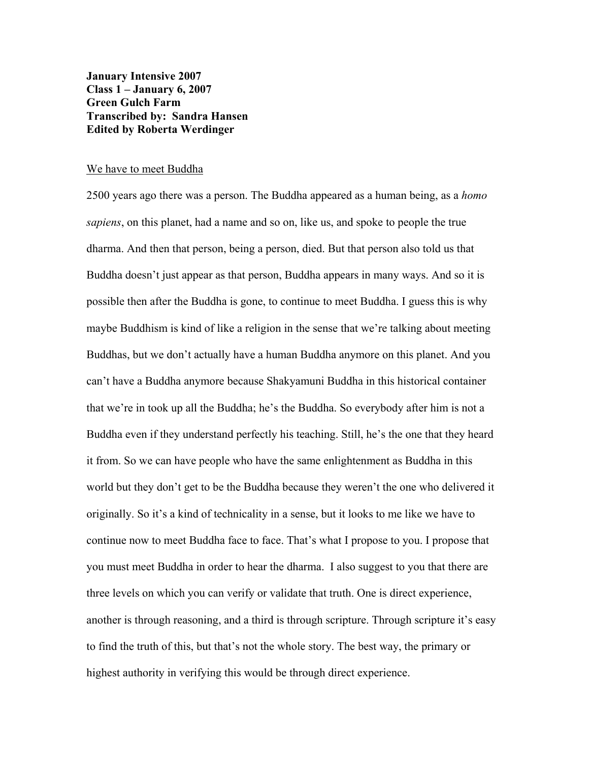**January Intensive 2007**
**Class 1 – January 6, 2007**
**Green Gulch Farm**
**Transcribed by: Sandra Hansen**
**Edited by Roberta Werdinger**

<u>We have to meet Buddha</u>

2500 years ago there was a person. The Buddha appeared as a human being, as a *homo sapiens*, on this planet, had a name and so on, like us, and spoke to people the true dharma. And then that person, being a person, died. But that person also told us that Buddha doesn't just appear as that person, Buddha appears in many ways. And so it is possible then after the Buddha is gone, to continue to meet Buddha. I guess this is why maybe Buddhism is kind of like a religion in the sense that we're talking about meeting Buddhas, but we don't actually have a human Buddha anymore on this planet. And you can't have a Buddha anymore because Shakyamuni Buddha in this historical container that we're in took up all the Buddha; he's the Buddha. So everybody after him is not a Buddha even if they understand perfectly his teaching. Still, he's the one that they heard it from. So we can have people who have the same enlightenment as Buddha in this world but they don't get to be the Buddha because they weren't the one who delivered it originally. So it's a kind of technicality in a sense, but it looks to me like we have to continue now to meet Buddha face to face. That's what I propose to you. I propose that you must meet Buddha in order to hear the dharma. I also suggest to you that there are three levels on which you can verify or validate that truth. One is direct experience, another is through reasoning, and a third is through scripture. Through scripture it's easy to find the truth of this, but that's not the whole story. The best way, the primary or highest authority in verifying this would be through direct experience.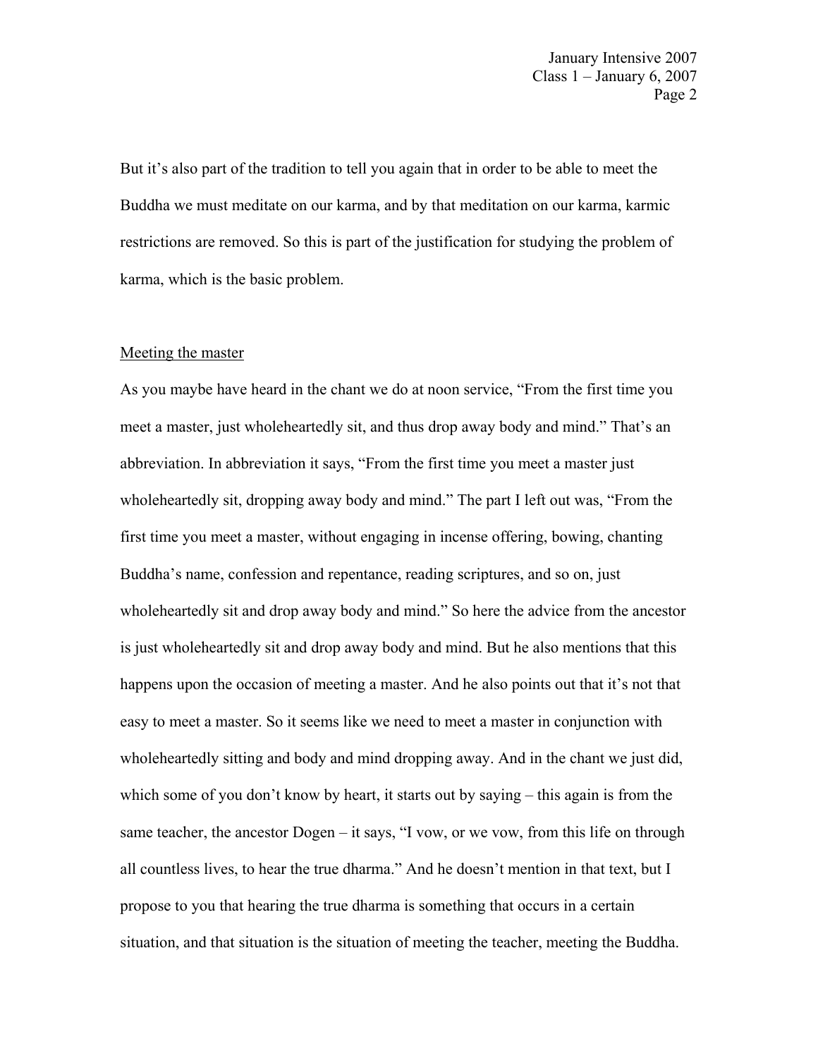But it's also part of the tradition to tell you again that in order to be able to meet the Buddha we must meditate on our karma, and by that meditation on our karma, karmic restrictions are removed. So this is part of the justification for studying the problem of karma, which is the basic problem.

<u>Meeting the master</u>

As you maybe have heard in the chant we do at noon service, "From the first time you meet a master, just wholeheartedly sit, and thus drop away body and mind." That's an abbreviation. In abbreviation it says, "From the first time you meet a master just wholeheartedly sit, dropping away body and mind." The part I left out was, "From the first time you meet a master, without engaging in incense offering, bowing, chanting Buddha's name, confession and repentance, reading scriptures, and so on, just wholeheartedly sit and drop away body and mind." So here the advice from the ancestor is just wholeheartedly sit and drop away body and mind. But he also mentions that this happens upon the occasion of meeting a master. And he also points out that it's not that easy to meet a master. So it seems like we need to meet a master in conjunction with wholeheartedly sitting and body and mind dropping away. And in the chant we just did, which some of you don't know by heart, it starts out by saying – this again is from the same teacher, the ancestor Dogen – it says, "I vow, or we vow, from this life on through all countless lives, to hear the true dharma." And he doesn't mention in that text, but I propose to you that hearing the true dharma is something that occurs in a certain situation, and that situation is the situation of meeting the teacher, meeting the Buddha.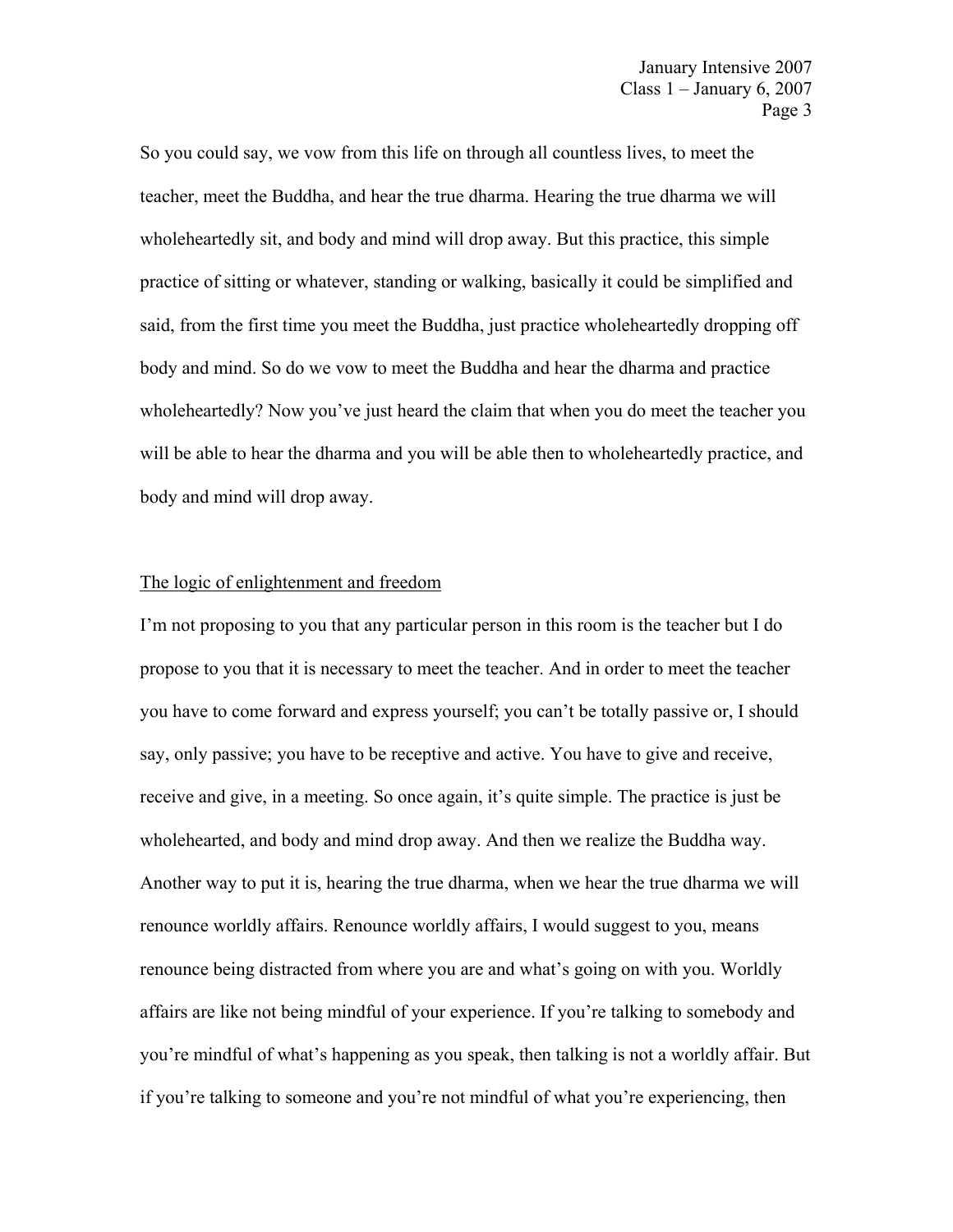So you could say, we vow from this life on through all countless lives, to meet the teacher, meet the Buddha, and hear the true dharma. Hearing the true dharma we will wholeheartedly sit, and body and mind will drop away. But this practice, this simple practice of sitting or whatever, standing or walking, basically it could be simplified and said, from the first time you meet the Buddha, just practice wholeheartedly dropping off body and mind. So do we vow to meet the Buddha and hear the dharma and practice wholeheartedly? Now you've just heard the claim that when you do meet the teacher you will be able to hear the dharma and you will be able then to wholeheartedly practice, and body and mind will drop away.

## The logic of enlightenment and freedom

I'm not proposing to you that any particular person in this room is the teacher but I do propose to you that it is necessary to meet the teacher. And in order to meet the teacher you have to come forward and express yourself; you can't be totally passive or, I should say, only passive; you have to be receptive and active. You have to give and receive, receive and give, in a meeting. So once again, it's quite simple. The practice is just be wholehearted, and body and mind drop away. And then we realize the Buddha way. Another way to put it is, hearing the true dharma, when we hear the true dharma we will renounce worldly affairs. Renounce worldly affairs, I would suggest to you, means renounce being distracted from where you are and what's going on with you. Worldly affairs are like not being mindful of your experience. If you're talking to somebody and you're mindful of what's happening as you speak, then talking is not a worldly affair. But if you're talking to someone and you're not mindful of what you're experiencing, then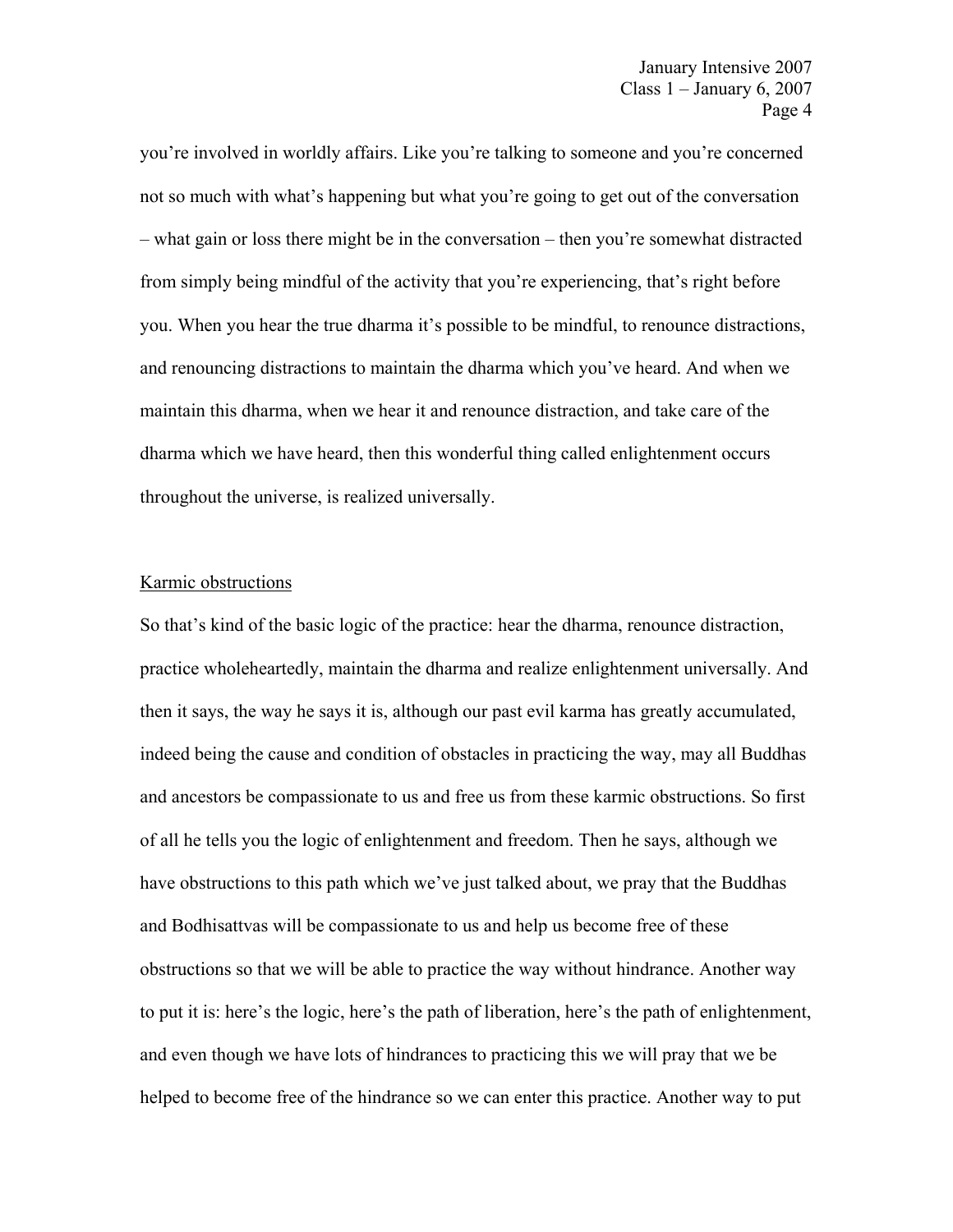you're involved in worldly affairs. Like you're talking to someone and you're concerned not so much with what's happening but what you're going to get out of the conversation – what gain or loss there might be in the conversation – then you're somewhat distracted from simply being mindful of the activity that you're experiencing, that's right before you. When you hear the true dharma it's possible to be mindful, to renounce distractions, and renouncing distractions to maintain the dharma which you've heard. And when we maintain this dharma, when we hear it and renounce distraction, and take care of the dharma which we have heard, then this wonderful thing called enlightenment occurs throughout the universe, is realized universally.

<u>Karmic obstructions</u>

So that's kind of the basic logic of the practice: hear the dharma, renounce distraction, practice wholeheartedly, maintain the dharma and realize enlightenment universally. And then it says, the way he says it is, although our past evil karma has greatly accumulated, indeed being the cause and condition of obstacles in practicing the way, may all Buddhas and ancestors be compassionate to us and free us from these karmic obstructions. So first of all he tells you the logic of enlightenment and freedom. Then he says, although we have obstructions to this path which we've just talked about, we pray that the Buddhas and Bodhisattvas will be compassionate to us and help us become free of these obstructions so that we will be able to practice the way without hindrance. Another way to put it is: here's the logic, here's the path of liberation, here's the path of enlightenment, and even though we have lots of hindrances to practicing this we will pray that we be helped to become free of the hindrance so we can enter this practice. Another way to put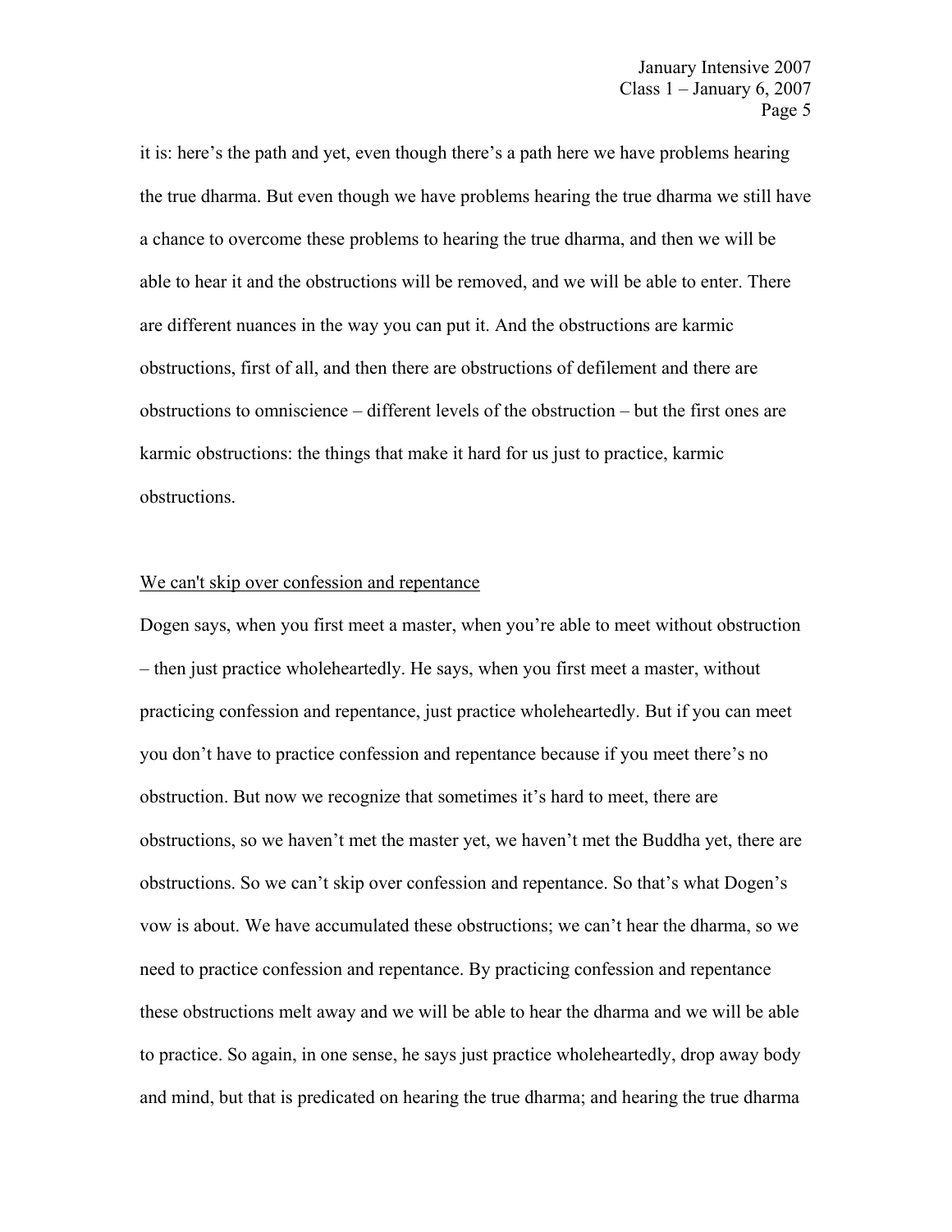it is: here's the path and yet, even though there's a path here we have problems hearing the true dharma. But even though we have problems hearing the true dharma we still have a chance to overcome these problems to hearing the true dharma, and then we will be able to hear it and the obstructions will be removed, and we will be able to enter. There are different nuances in the way you can put it. And the obstructions are karmic obstructions, first of all, and then there are obstructions of defilement and there are obstructions to omniscience – different levels of the obstruction – but the first ones are karmic obstructions: the things that make it hard for us just to practice, karmic obstructions.

<u>We can't skip over confession and repentance</u>

Dogen says, when you first meet a master, when you're able to meet without obstruction – then just practice wholeheartedly. He says, when you first meet a master, without practicing confession and repentance, just practice wholeheartedly. But if you can meet you don't have to practice confession and repentance because if you meet there's no obstruction. But now we recognize that sometimes it's hard to meet, there are obstructions, so we haven't met the master yet, we haven't met the Buddha yet, there are obstructions. So we can't skip over confession and repentance. So that's what Dogen's vow is about. We have accumulated these obstructions; we can't hear the dharma, so we need to practice confession and repentance. By practicing confession and repentance these obstructions melt away and we will be able to hear the dharma and we will be able to practice. So again, in one sense, he says just practice wholeheartedly, drop away body and mind, but that is predicated on hearing the true dharma; and hearing the true dharma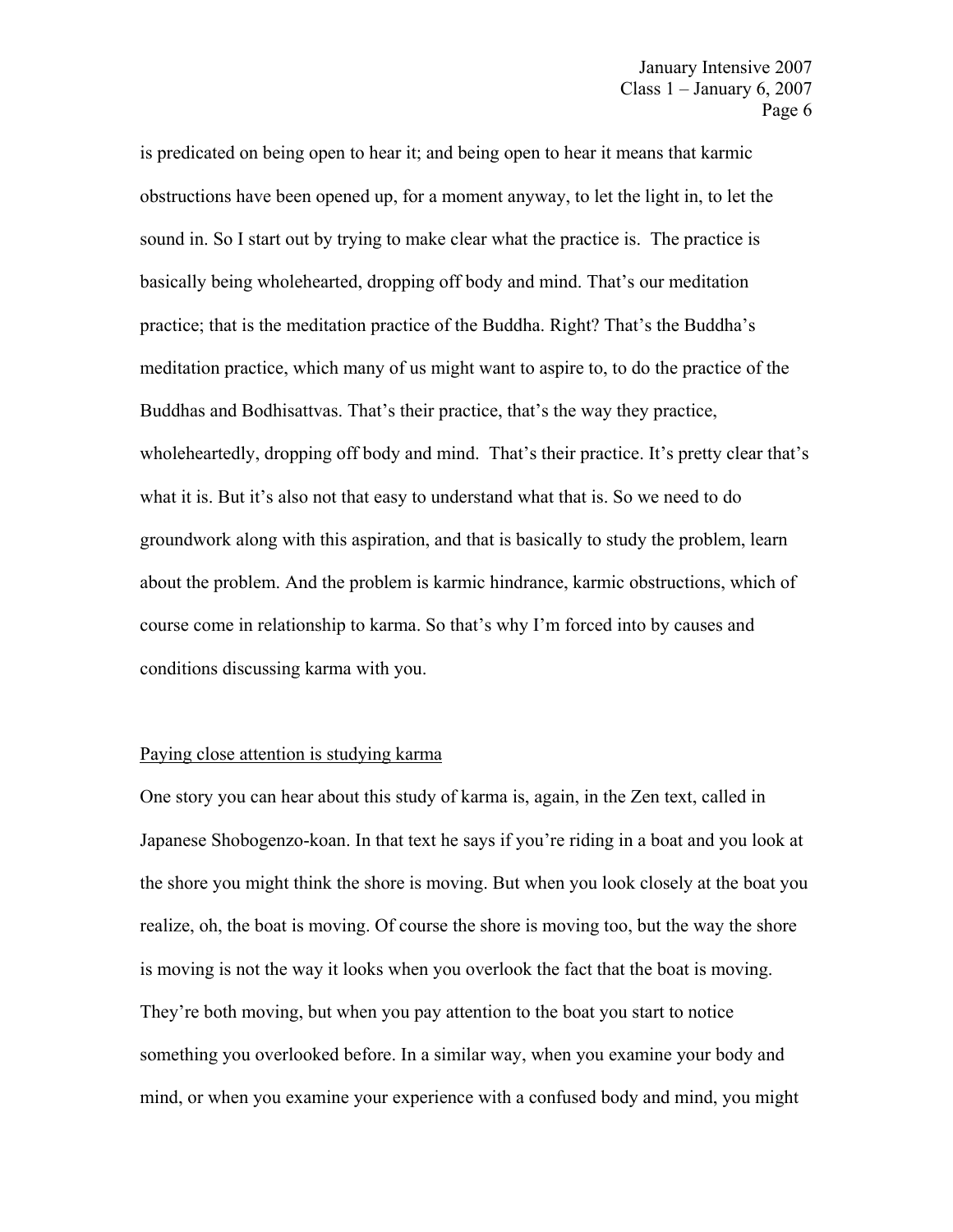is predicated on being open to hear it; and being open to hear it means that karmic obstructions have been opened up, for a moment anyway, to let the light in, to let the sound in. So I start out by trying to make clear what the practice is. The practice is basically being wholehearted, dropping off body and mind. That's our meditation practice; that is the meditation practice of the Buddha. Right? That's the Buddha's meditation practice, which many of us might want to aspire to, to do the practice of the Buddhas and Bodhisattvas. That's their practice, that's the way they practice, wholeheartedly, dropping off body and mind. That's their practice. It's pretty clear that's what it is. But it's also not that easy to understand what that is. So we need to do groundwork along with this aspiration, and that is basically to study the problem, learn about the problem. And the problem is karmic hindrance, karmic obstructions, which of course come in relationship to karma. So that's why I'm forced into by causes and conditions discussing karma with you.

<u>Paying close attention is studying karma</u>

One story you can hear about this study of karma is, again, in the Zen text, called in Japanese Shobogenzo-koan. In that text he says if you're riding in a boat and you look at the shore you might think the shore is moving. But when you look closely at the boat you realize, oh, the boat is moving. Of course the shore is moving too, but the way the shore is moving is not the way it looks when you overlook the fact that the boat is moving. They're both moving, but when you pay attention to the boat you start to notice something you overlooked before. In a similar way, when you examine your body and mind, or when you examine your experience with a confused body and mind, you might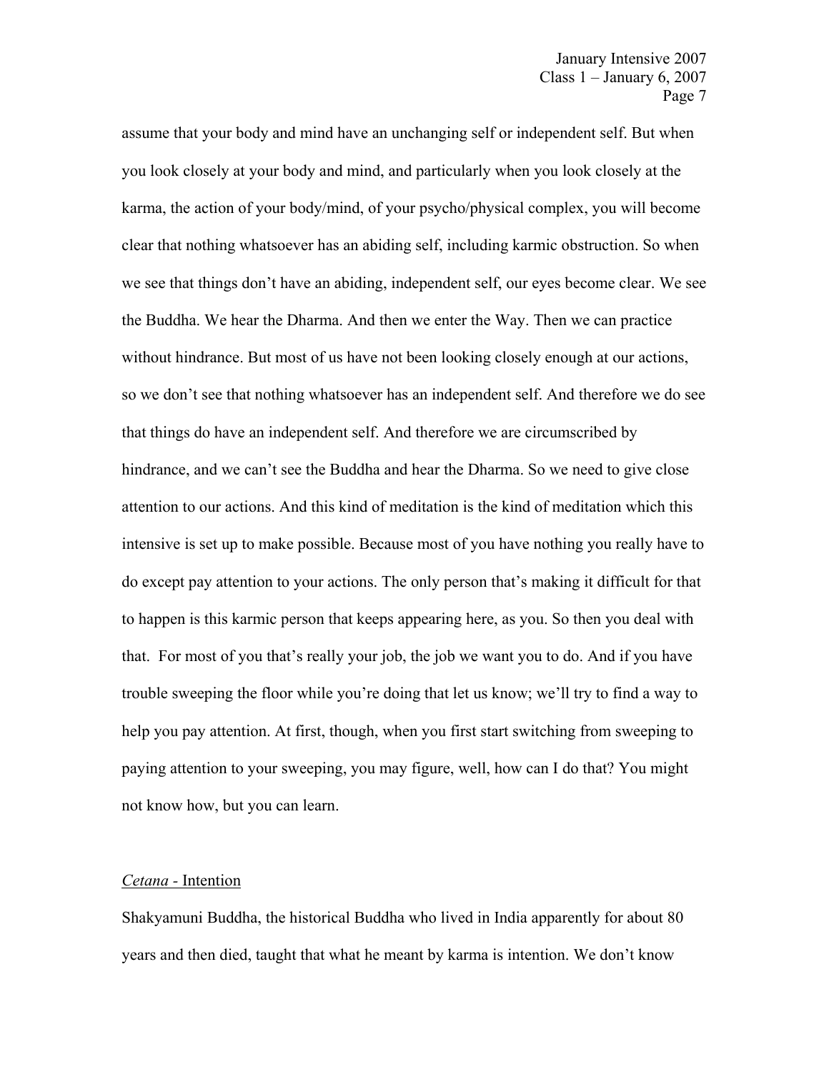assume that your body and mind have an unchanging self or independent self. But when you look closely at your body and mind, and particularly when you look closely at the karma, the action of your body/mind, of your psycho/physical complex, you will become clear that nothing whatsoever has an abiding self, including karmic obstruction. So when we see that things don't have an abiding, independent self, our eyes become clear. We see the Buddha. We hear the Dharma. And then we enter the Way. Then we can practice without hindrance. But most of us have not been looking closely enough at our actions, so we don't see that nothing whatsoever has an independent self. And therefore we do see that things do have an independent self. And therefore we are circumscribed by hindrance, and we can't see the Buddha and hear the Dharma. So we need to give close attention to our actions. And this kind of meditation is the kind of meditation which this intensive is set up to make possible. Because most of you have nothing you really have to do except pay attention to your actions. The only person that's making it difficult for that to happen is this karmic person that keeps appearing here, as you. So then you deal with that. For most of you that's really your job, the job we want you to do. And if you have trouble sweeping the floor while you're doing that let us know; we'll try to find a way to help you pay attention. At first, though, when you first start switching from sweeping to paying attention to your sweeping, you may figure, well, how can I do that? You might not know how, but you can learn.

## *Cetana* - Intention

Shakyamuni Buddha, the historical Buddha who lived in India apparently for about 80 years and then died, taught that what he meant by karma is intention. We don't know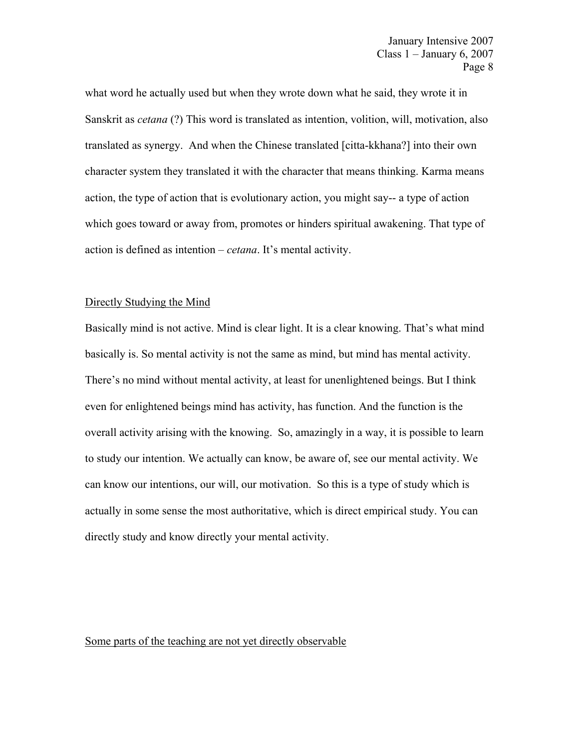what word he actually used but when they wrote down what he said, they wrote it in Sanskrit as *cetana* (?) This word is translated as intention, volition, will, motivation, also translated as synergy. And when the Chinese translated [citta-kkhana?] into their own character system they translated it with the character that means thinking. Karma means action, the type of action that is evolutionary action, you might say-- a type of action which goes toward or away from, promotes or hinders spiritual awakening. That type of action is defined as intention – *cetana*. It's mental activity.

<u>Directly Studying the Mind</u>

Basically mind is not active. Mind is clear light. It is a clear knowing. That's what mind basically is. So mental activity is not the same as mind, but mind has mental activity. There's no mind without mental activity, at least for unenlightened beings. But I think even for enlightened beings mind has activity, has function. And the function is the overall activity arising with the knowing. So, amazingly in a way, it is possible to learn to study our intention. We actually can know, be aware of, see our mental activity. We can know our intentions, our will, our motivation. So this is a type of study which is actually in some sense the most authoritative, which is direct empirical study. You can directly study and know directly your mental activity.

<u>Some parts of the teaching are not yet directly observable</u>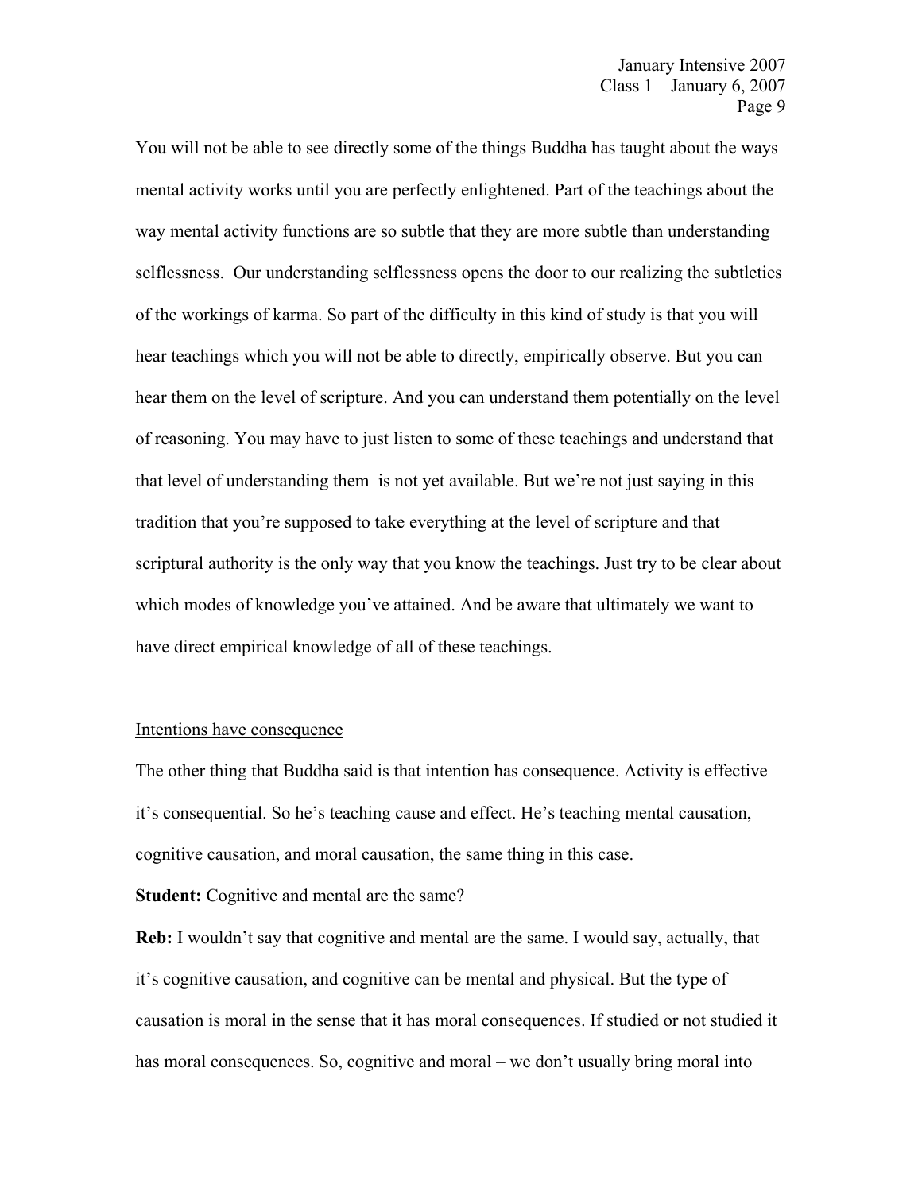You will not be able to see directly some of the things Buddha has taught about the ways mental activity works until you are perfectly enlightened. Part of the teachings about the way mental activity functions are so subtle that they are more subtle than understanding selflessness. Our understanding selflessness opens the door to our realizing the subtleties of the workings of karma. So part of the difficulty in this kind of study is that you will hear teachings which you will not be able to directly, empirically observe. But you can hear them on the level of scripture. And you can understand them potentially on the level of reasoning. You may have to just listen to some of these teachings and understand that that level of understanding them is not yet available. But we're not just saying in this tradition that you're supposed to take everything at the level of scripture and that scriptural authority is the only way that you know the teachings. Just try to be clear about which modes of knowledge you've attained. And be aware that ultimately we want to have direct empirical knowledge of all of these teachings.

<u>Intentions have consequence</u>

The other thing that Buddha said is that intention has consequence. Activity is effective it's consequential. So he's teaching cause and effect. He's teaching mental causation, cognitive causation, and moral causation, the same thing in this case.

**Student:** Cognitive and mental are the same?

**Reb:** I wouldn't say that cognitive and mental are the same. I would say, actually, that it's cognitive causation, and cognitive can be mental and physical. But the type of causation is moral in the sense that it has moral consequences. If studied or not studied it has moral consequences. So, cognitive and moral – we don't usually bring moral into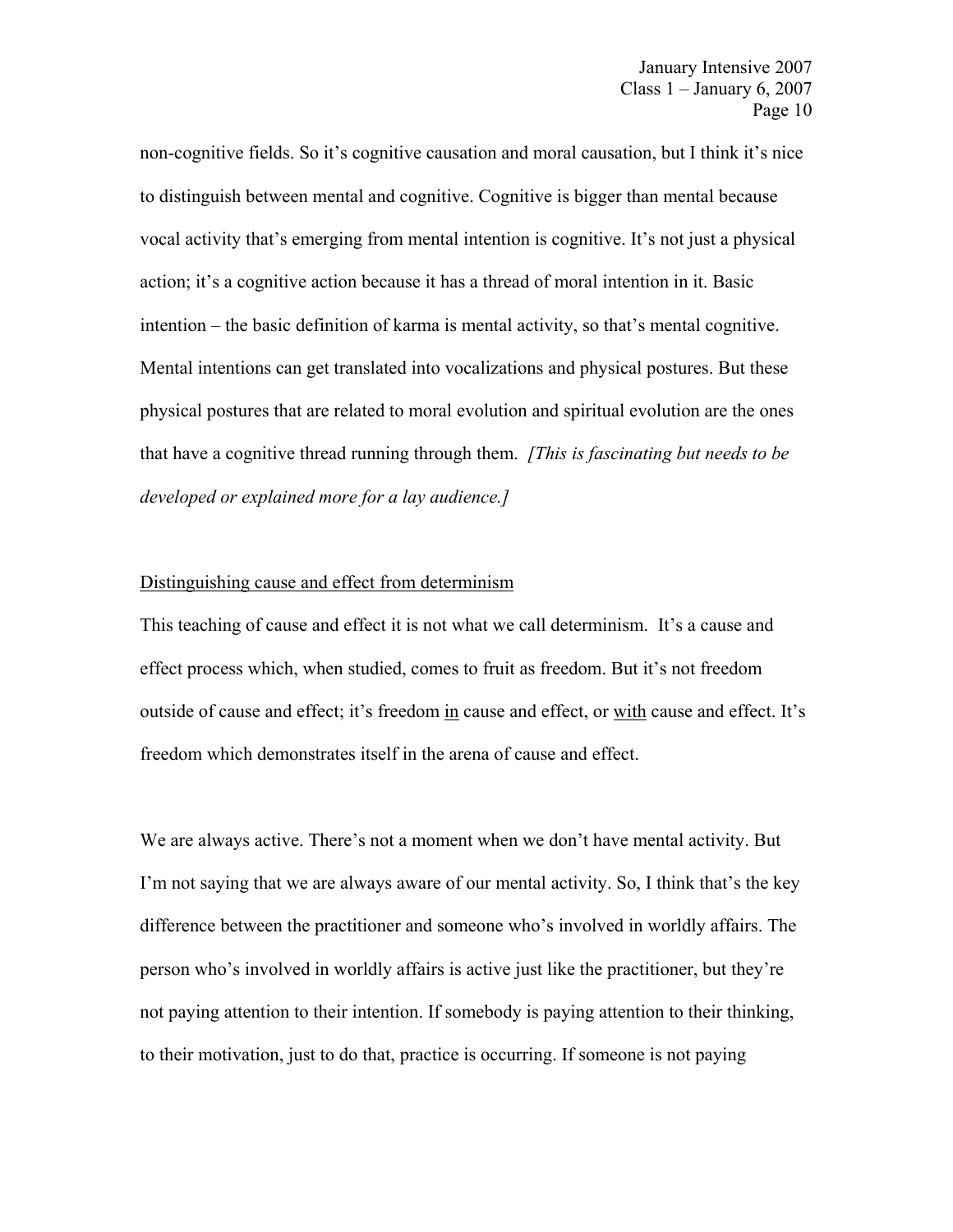non-cognitive fields. So it's cognitive causation and moral causation, but I think it's nice to distinguish between mental and cognitive. Cognitive is bigger than mental because vocal activity that's emerging from mental intention is cognitive. It's not just a physical action; it's a cognitive action because it has a thread of moral intention in it. Basic intention – the basic definition of karma is mental activity, so that's mental cognitive. Mental intentions can get translated into vocalizations and physical postures. But these physical postures that are related to moral evolution and spiritual evolution are the ones that have a cognitive thread running through them. *[This is fascinating but needs to be developed or explained more for a lay audience.]*

<u>Distinguishing cause and effect from determinism</u>

This teaching of cause and effect it is not what we call determinism. It's a cause and effect process which, when studied, comes to fruit as freedom. But it's not freedom outside of cause and effect; it's freedom <u>in</u> cause and effect, or <u>with</u> cause and effect. It's freedom which demonstrates itself in the arena of cause and effect.

We are always active. There's not a moment when we don't have mental activity. But I'm not saying that we are always aware of our mental activity. So, I think that's the key difference between the practitioner and someone who's involved in worldly affairs. The person who's involved in worldly affairs is active just like the practitioner, but they're not paying attention to their intention. If somebody is paying attention to their thinking, to their motivation, just to do that, practice is occurring. If someone is not paying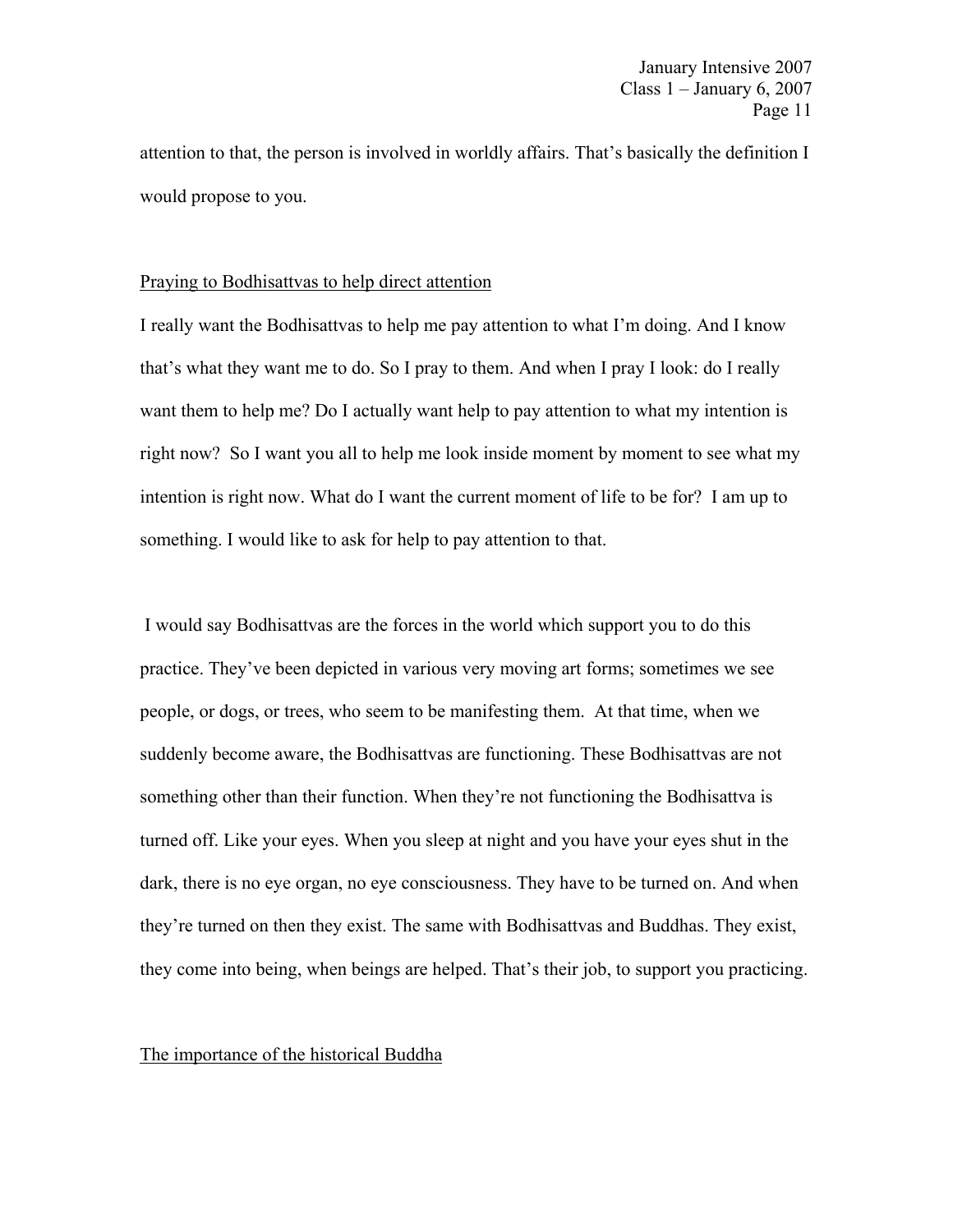attention to that, the person is involved in worldly affairs. That's basically the definition I would propose to you.

## Praying to Bodhisattvas to help direct attention

I really want the Bodhisattvas to help me pay attention to what I'm doing. And I know that's what they want me to do. So I pray to them. And when I pray I look: do I really want them to help me? Do I actually want help to pay attention to what my intention is right now? So I want you all to help me look inside moment by moment to see what my intention is right now. What do I want the current moment of life to be for? I am up to something. I would like to ask for help to pay attention to that.

I would say Bodhisattvas are the forces in the world which support you to do this practice. They've been depicted in various very moving art forms; sometimes we see people, or dogs, or trees, who seem to be manifesting them. At that time, when we suddenly become aware, the Bodhisattvas are functioning. These Bodhisattvas are not something other than their function. When they're not functioning the Bodhisattva is turned off. Like your eyes. When you sleep at night and you have your eyes shut in the dark, there is no eye organ, no eye consciousness. They have to be turned on. And when they're turned on then they exist. The same with Bodhisattvas and Buddhas. They exist, they come into being, when beings are helped. That's their job, to support you practicing.

## The importance of the historical Buddha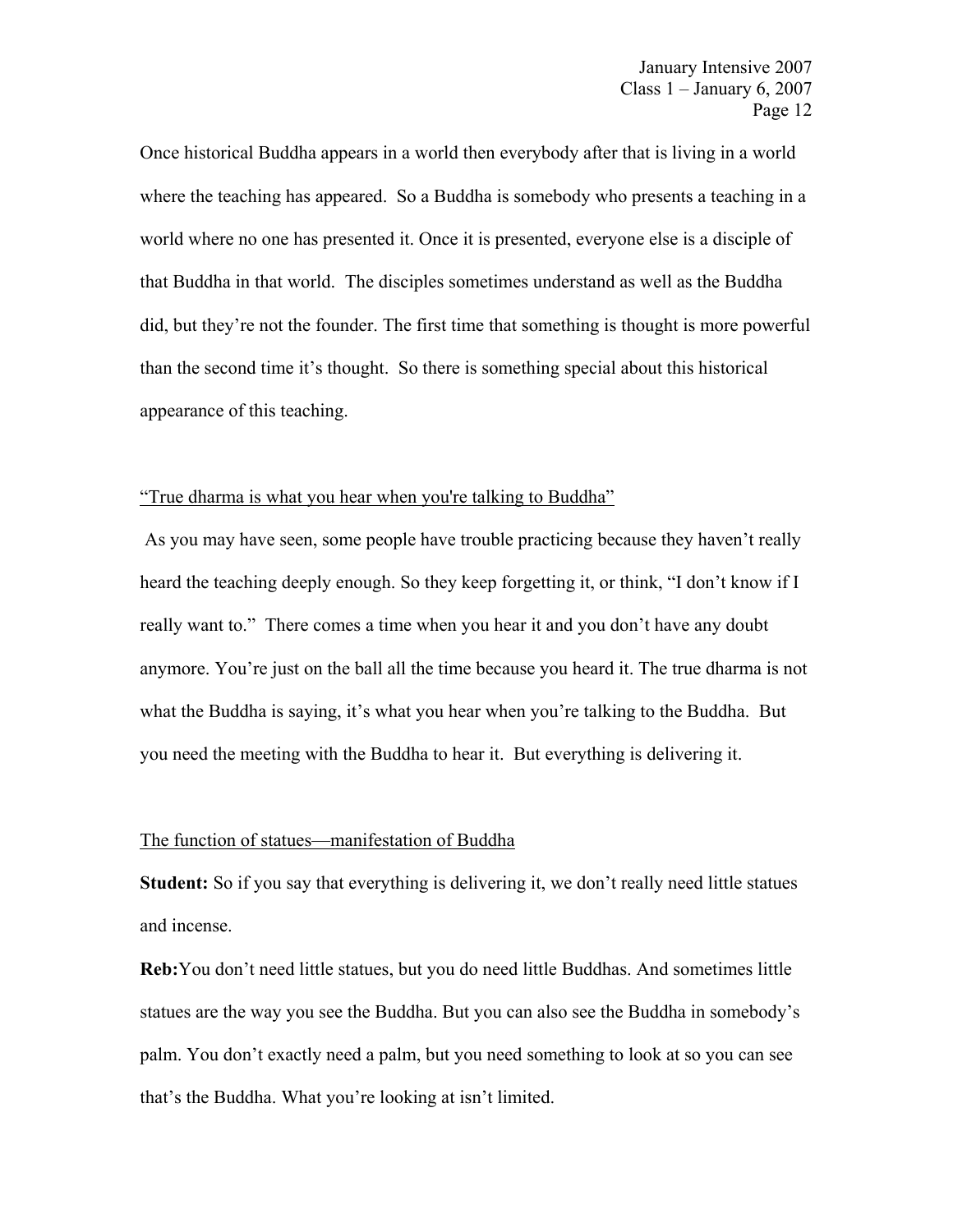Once historical Buddha appears in a world then everybody after that is living in a world where the teaching has appeared. So a Buddha is somebody who presents a teaching in a world where no one has presented it. Once it is presented, everyone else is a disciple of that Buddha in that world. The disciples sometimes understand as well as the Buddha did, but they're not the founder. The first time that something is thought is more powerful than the second time it's thought. So there is something special about this historical appearance of this teaching.

<u>"True dharma is what you hear when you're talking to Buddha"</u>

As you may have seen, some people have trouble practicing because they haven't really heard the teaching deeply enough. So they keep forgetting it, or think, "I don't know if I really want to." There comes a time when you hear it and you don't have any doubt anymore. You're just on the ball all the time because you heard it. The true dharma is not what the Buddha is saying, it's what you hear when you're talking to the Buddha. But you need the meeting with the Buddha to hear it. But everything is delivering it.

<u>The function of statues—manifestation of Buddha</u>

**Student:** So if you say that everything is delivering it, we don't really need little statues and incense.

**Reb:** You don't need little statues, but you do need little Buddhas. And sometimes little statues are the way you see the Buddha. But you can also see the Buddha in somebody's palm. You don't exactly need a palm, but you need something to look at so you can see that's the Buddha. What you're looking at isn't limited.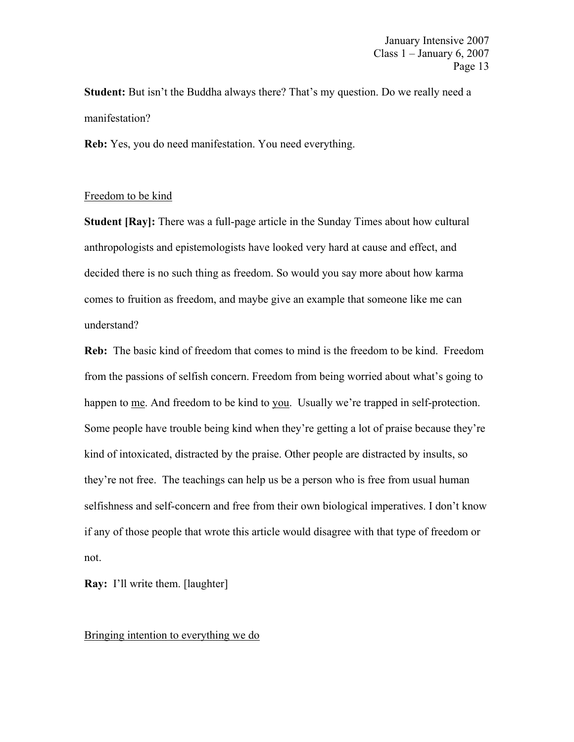**Student:** But isn't the Buddha always there? That's my question. Do we really need a manifestation?

**Reb:** Yes, you do need manifestation. You need everything.

<u>Freedom to be kind</u>

**Student [Ray]:** There was a full-page article in the Sunday Times about how cultural anthropologists and epistemologists have looked very hard at cause and effect, and decided there is no such thing as freedom. So would you say more about how karma comes to fruition as freedom, and maybe give an example that someone like me can understand?

**Reb:** The basic kind of freedom that comes to mind is the freedom to be kind. Freedom from the passions of selfish concern. Freedom from being worried about what's going to happen to <u>me</u>. And freedom to be kind to <u>you</u>. Usually we're trapped in self-protection. Some people have trouble being kind when they're getting a lot of praise because they're kind of intoxicated, distracted by the praise. Other people are distracted by insults, so they're not free. The teachings can help us be a person who is free from usual human selfishness and self-concern and free from their own biological imperatives. I don't know if any of those people that wrote this article would disagree with that type of freedom or not.

**Ray:** I'll write them. [laughter]

<u>Bringing intention to everything we do</u>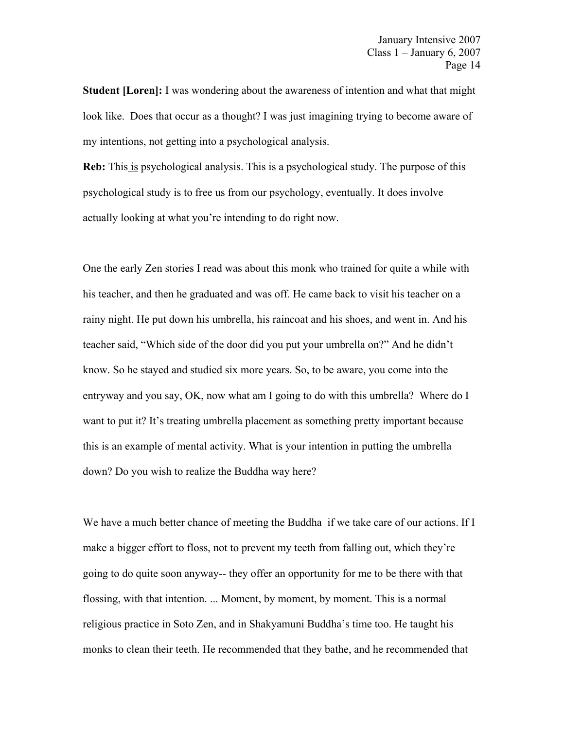**Student [Loren]:** I was wondering about the awareness of intention and what that might look like. Does that occur as a thought? I was just imagining trying to become aware of my intentions, not getting into a psychological analysis.

**Reb:** This is psychological analysis. This is a psychological study. The purpose of this psychological study is to free us from our psychology, eventually. It does involve actually looking at what you're intending to do right now.

One the early Zen stories I read was about this monk who trained for quite a while with his teacher, and then he graduated and was off. He came back to visit his teacher on a rainy night. He put down his umbrella, his raincoat and his shoes, and went in. And his teacher said, "Which side of the door did you put your umbrella on?" And he didn't know. So he stayed and studied six more years. So, to be aware, you come into the entryway and you say, OK, now what am I going to do with this umbrella? Where do I want to put it? It's treating umbrella placement as something pretty important because this is an example of mental activity. What is your intention in putting the umbrella down? Do you wish to realize the Buddha way here?

We have a much better chance of meeting the Buddha if we take care of our actions. If I make a bigger effort to floss, not to prevent my teeth from falling out, which they're going to do quite soon anyway-- they offer an opportunity for me to be there with that flossing, with that intention. ... Moment, by moment, by moment. This is a normal religious practice in Soto Zen, and in Shakyamuni Buddha's time too. He taught his monks to clean their teeth. He recommended that they bathe, and he recommended that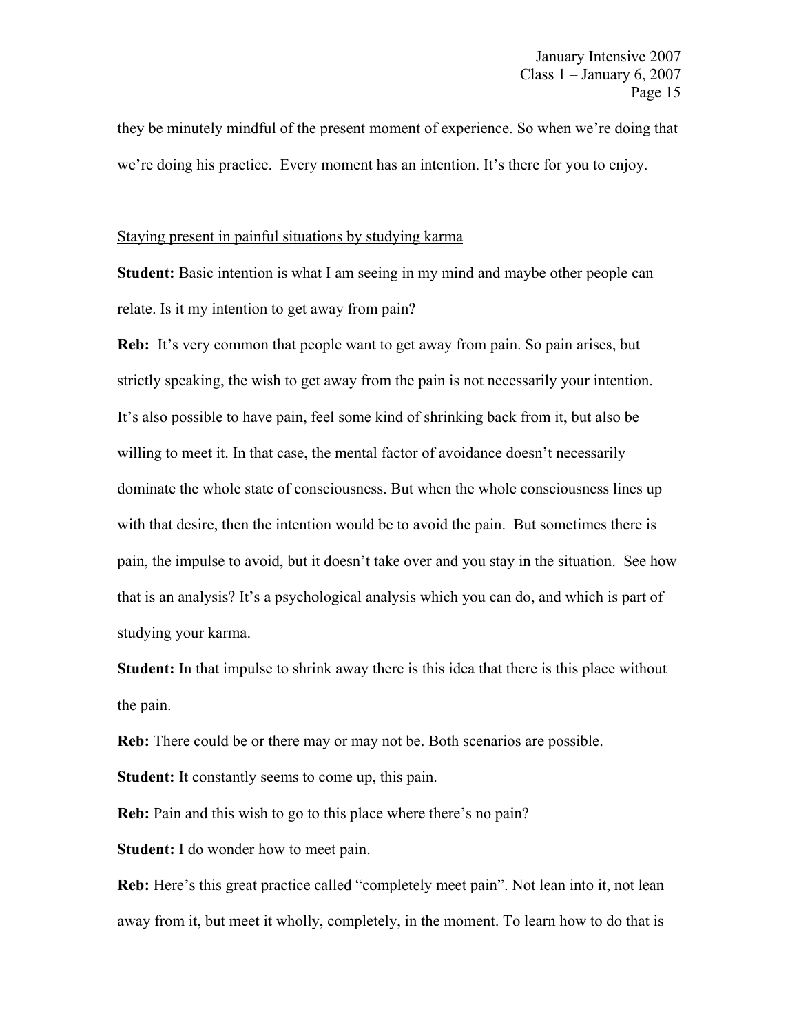they be minutely mindful of the present moment of experience. So when we're doing that we're doing his practice. Every moment has an intention. It's there for you to enjoy.

Staying present in painful situations by studying karma

**Student:** Basic intention is what I am seeing in my mind and maybe other people can relate. Is it my intention to get away from pain?

**Reb:** It's very common that people want to get away from pain. So pain arises, but strictly speaking, the wish to get away from the pain is not necessarily your intention. It's also possible to have pain, feel some kind of shrinking back from it, but also be willing to meet it. In that case, the mental factor of avoidance doesn't necessarily dominate the whole state of consciousness. But when the whole consciousness lines up with that desire, then the intention would be to avoid the pain. But sometimes there is pain, the impulse to avoid, but it doesn't take over and you stay in the situation. See how that is an analysis? It's a psychological analysis which you can do, and which is part of studying your karma.

**Student:** In that impulse to shrink away there is this idea that there is this place without the pain.

**Reb:** There could be or there may or may not be. Both scenarios are possible.

**Student:** It constantly seems to come up, this pain.

**Reb:** Pain and this wish to go to this place where there's no pain?

**Student:** I do wonder how to meet pain.

**Reb:** Here's this great practice called "completely meet pain". Not lean into it, not lean away from it, but meet it wholly, completely, in the moment. To learn how to do that is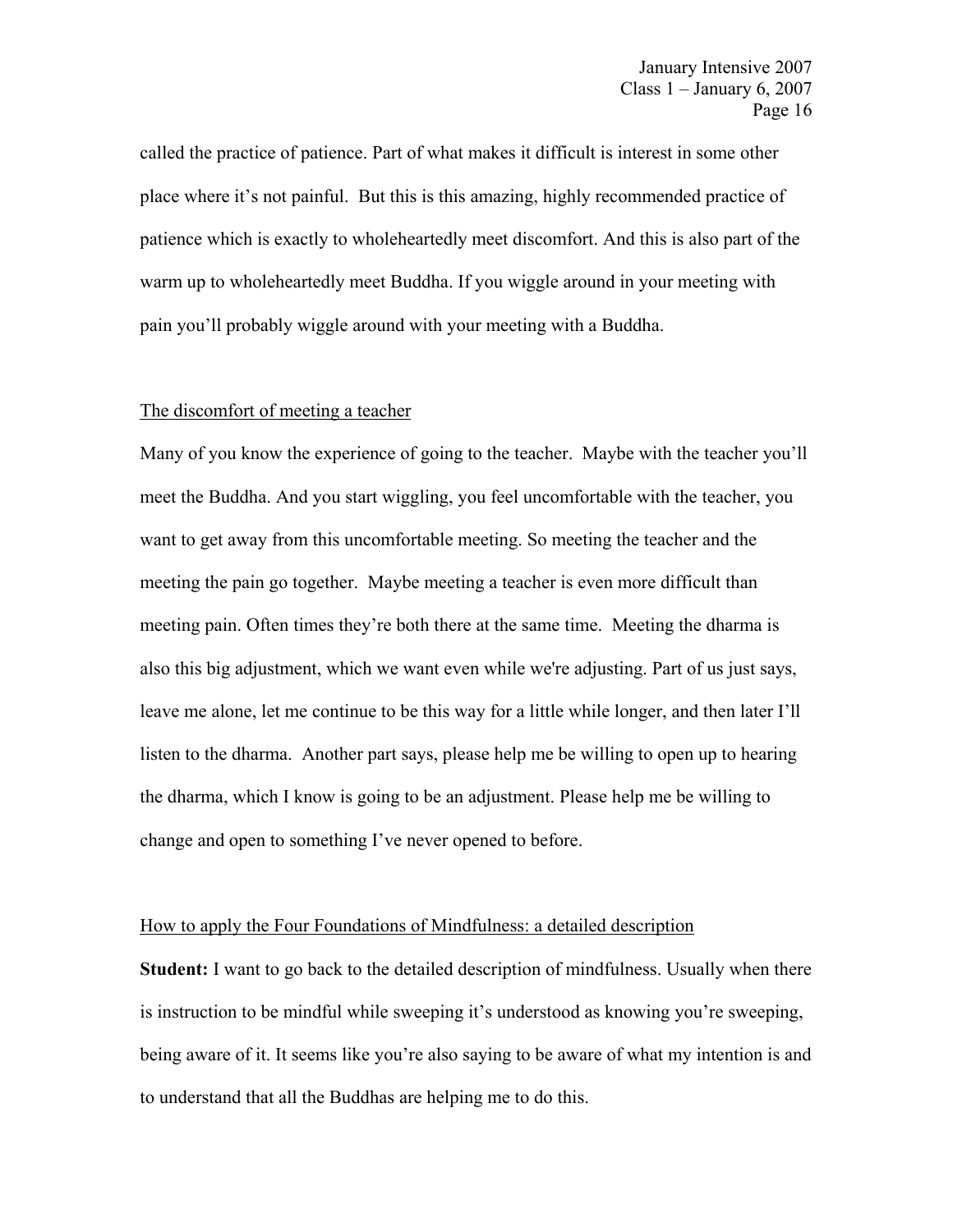called the practice of patience. Part of what makes it difficult is interest in some other place where it's not painful. But this is this amazing, highly recommended practice of patience which is exactly to wholeheartedly meet discomfort. And this is also part of the warm up to wholeheartedly meet Buddha. If you wiggle around in your meeting with pain you'll probably wiggle around with your meeting with a Buddha.

## The discomfort of meeting a teacher

Many of you know the experience of going to the teacher. Maybe with the teacher you'll meet the Buddha. And you start wiggling, you feel uncomfortable with the teacher, you want to get away from this uncomfortable meeting. So meeting the teacher and the meeting the pain go together. Maybe meeting a teacher is even more difficult than meeting pain. Often times they're both there at the same time. Meeting the dharma is also this big adjustment, which we want even while we're adjusting. Part of us just says, leave me alone, let me continue to be this way for a little while longer, and then later I'll listen to the dharma. Another part says, please help me be willing to open up to hearing the dharma, which I know is going to be an adjustment. Please help me be willing to change and open to something I've never opened to before.

## How to apply the Four Foundations of Mindfulness: a detailed description

**Student:** I want to go back to the detailed description of mindfulness. Usually when there is instruction to be mindful while sweeping it's understood as knowing you're sweeping, being aware of it. It seems like you're also saying to be aware of what my intention is and to understand that all the Buddhas are helping me to do this.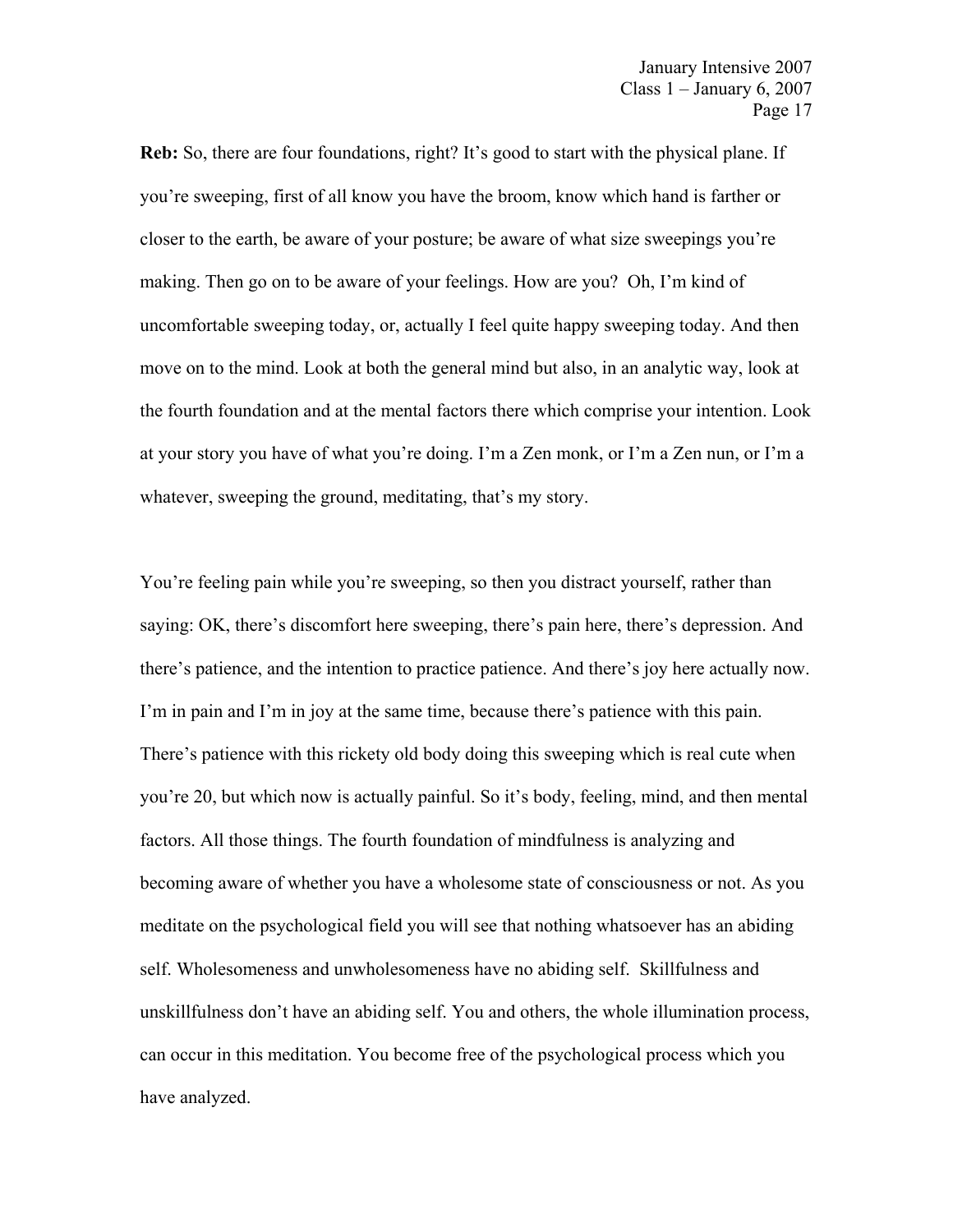**Reb:** So, there are four foundations, right? It's good to start with the physical plane. If you're sweeping, first of all know you have the broom, know which hand is farther or closer to the earth, be aware of your posture; be aware of what size sweepings you're making. Then go on to be aware of your feelings. How are you? Oh, I'm kind of uncomfortable sweeping today, or, actually I feel quite happy sweeping today. And then move on to the mind. Look at both the general mind but also, in an analytic way, look at the fourth foundation and at the mental factors there which comprise your intention. Look at your story you have of what you're doing. I'm a Zen monk, or I'm a Zen nun, or I'm a whatever, sweeping the ground, meditating, that's my story.

You're feeling pain while you're sweeping, so then you distract yourself, rather than saying: OK, there's discomfort here sweeping, there's pain here, there's depression. And there's patience, and the intention to practice patience. And there's joy here actually now. I'm in pain and I'm in joy at the same time, because there's patience with this pain. There's patience with this rickety old body doing this sweeping which is real cute when you're 20, but which now is actually painful. So it's body, feeling, mind, and then mental factors. All those things. The fourth foundation of mindfulness is analyzing and becoming aware of whether you have a wholesome state of consciousness or not. As you meditate on the psychological field you will see that nothing whatsoever has an abiding self. Wholesomeness and unwholesomeness have no abiding self. Skillfulness and unskillfulness don't have an abiding self. You and others, the whole illumination process, can occur in this meditation. You become free of the psychological process which you have analyzed.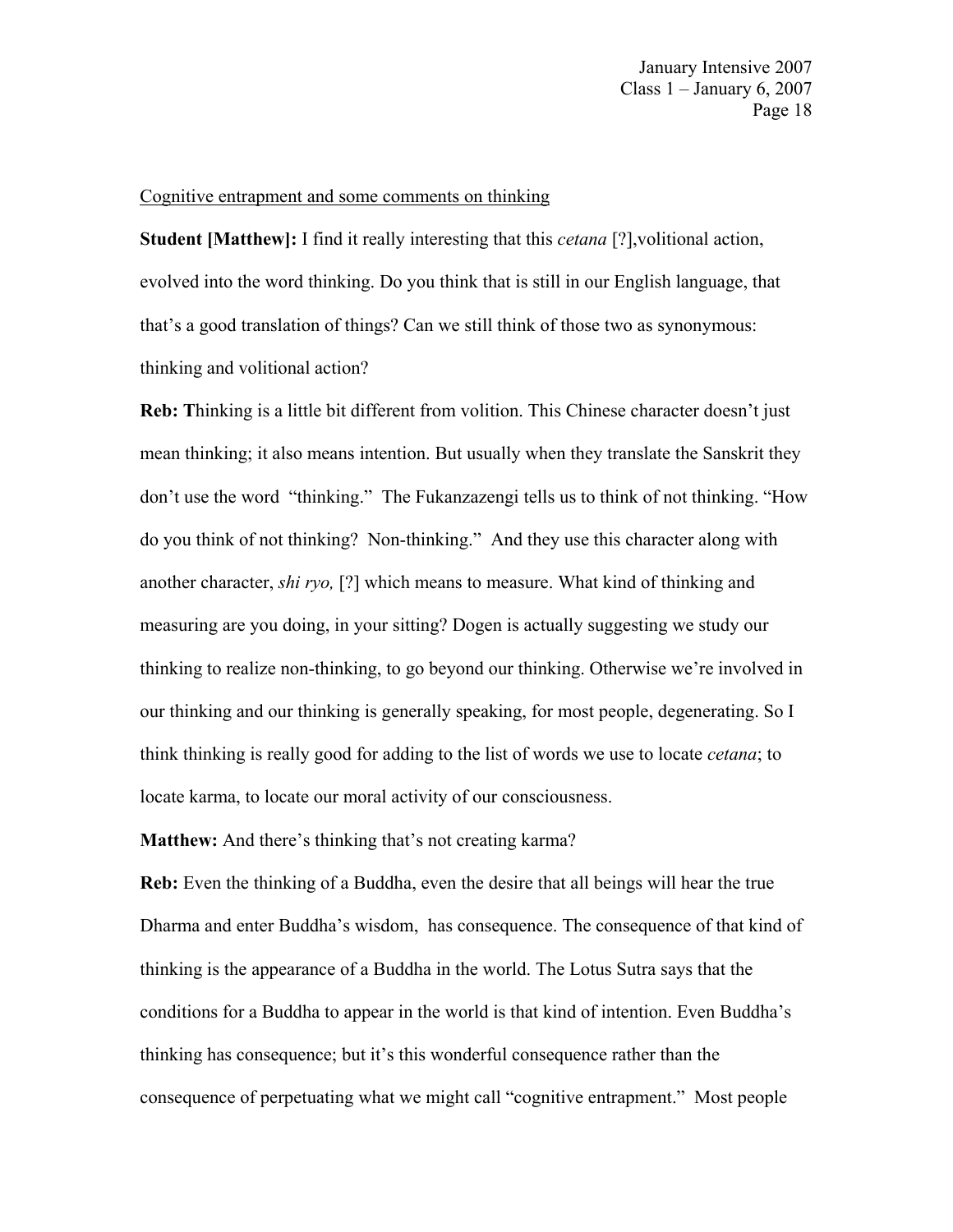Cognitive entrapment and some comments on thinking

**Student [Matthew]:** I find it really interesting that this *cetana* [?],volitional action, evolved into the word thinking. Do you think that is still in our English language, that that's a good translation of things? Can we still think of those two as synonymous: thinking and volitional action?

**Reb: T**hinking is a little bit different from volition. This Chinese character doesn't just mean thinking; it also means intention. But usually when they translate the Sanskrit they don't use the word "thinking." The Fukanzazengi tells us to think of not thinking. "How do you think of not thinking? Non-thinking." And they use this character along with another character, *shi ryo,* [?] which means to measure. What kind of thinking and measuring are you doing, in your sitting? Dogen is actually suggesting we study our thinking to realize non-thinking, to go beyond our thinking. Otherwise we're involved in our thinking and our thinking is generally speaking, for most people, degenerating. So I think thinking is really good for adding to the list of words we use to locate *cetana*; to locate karma, to locate our moral activity of our consciousness.

**Matthew:** And there's thinking that's not creating karma?

**Reb:** Even the thinking of a Buddha, even the desire that all beings will hear the true Dharma and enter Buddha's wisdom, has consequence. The consequence of that kind of thinking is the appearance of a Buddha in the world. The Lotus Sutra says that the conditions for a Buddha to appear in the world is that kind of intention. Even Buddha's thinking has consequence; but it's this wonderful consequence rather than the consequence of perpetuating what we might call "cognitive entrapment." Most people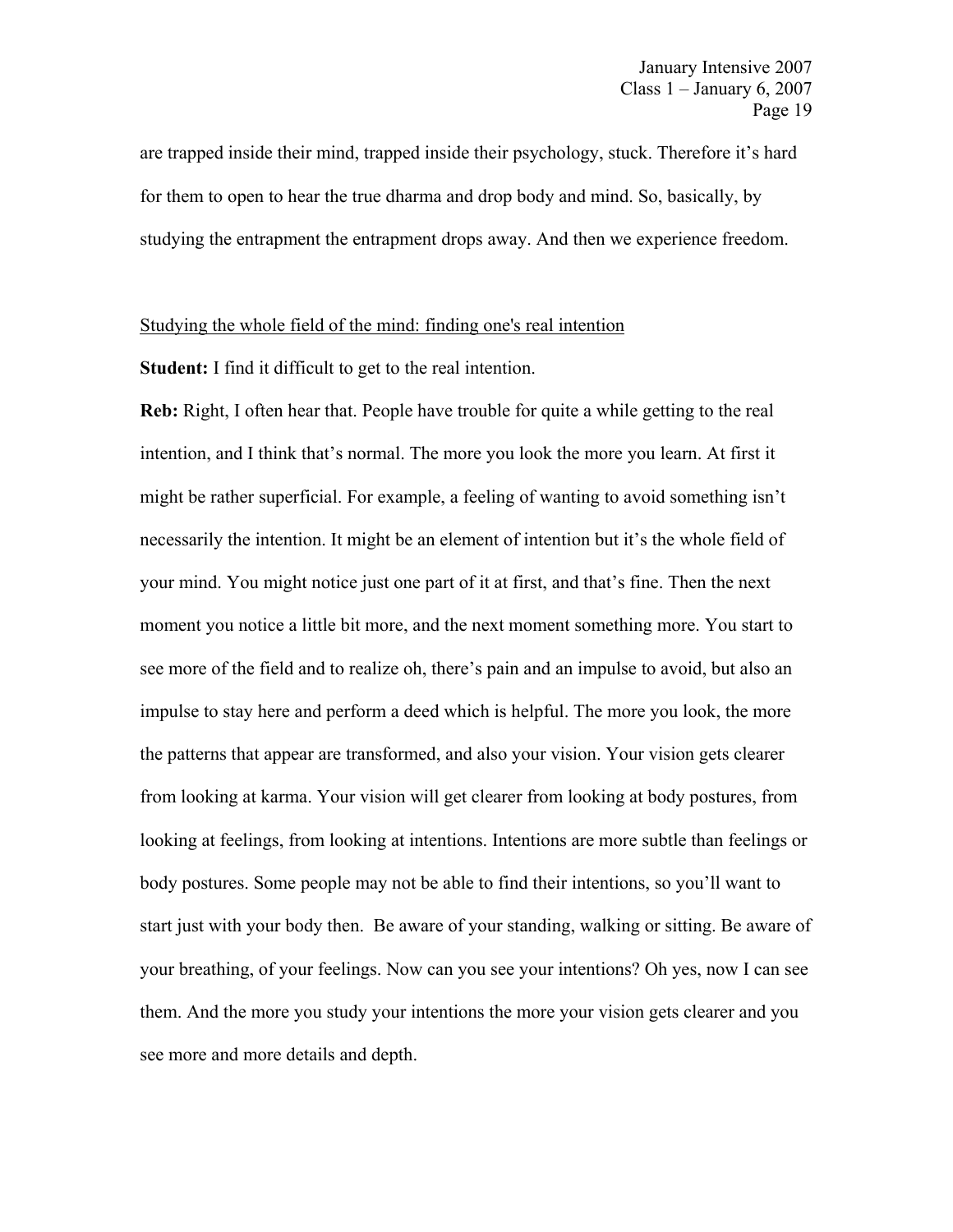are trapped inside their mind, trapped inside their psychology, stuck. Therefore it's hard for them to open to hear the true dharma and drop body and mind. So, basically, by studying the entrapment the entrapment drops away. And then we experience freedom.

<u>Studying the whole field of the mind: finding one's real intention</u>

**Student:** I find it difficult to get to the real intention.

**Reb:** Right, I often hear that. People have trouble for quite a while getting to the real intention, and I think that's normal. The more you look the more you learn. At first it might be rather superficial. For example, a feeling of wanting to avoid something isn't necessarily the intention. It might be an element of intention but it's the whole field of your mind. You might notice just one part of it at first, and that's fine. Then the next moment you notice a little bit more, and the next moment something more. You start to see more of the field and to realize oh, there's pain and an impulse to avoid, but also an impulse to stay here and perform a deed which is helpful. The more you look, the more the patterns that appear are transformed, and also your vision. Your vision gets clearer from looking at karma. Your vision will get clearer from looking at body postures, from looking at feelings, from looking at intentions. Intentions are more subtle than feelings or body postures. Some people may not be able to find their intentions, so you'll want to start just with your body then. Be aware of your standing, walking or sitting. Be aware of your breathing, of your feelings. Now can you see your intentions? Oh yes, now I can see them. And the more you study your intentions the more your vision gets clearer and you see more and more details and depth.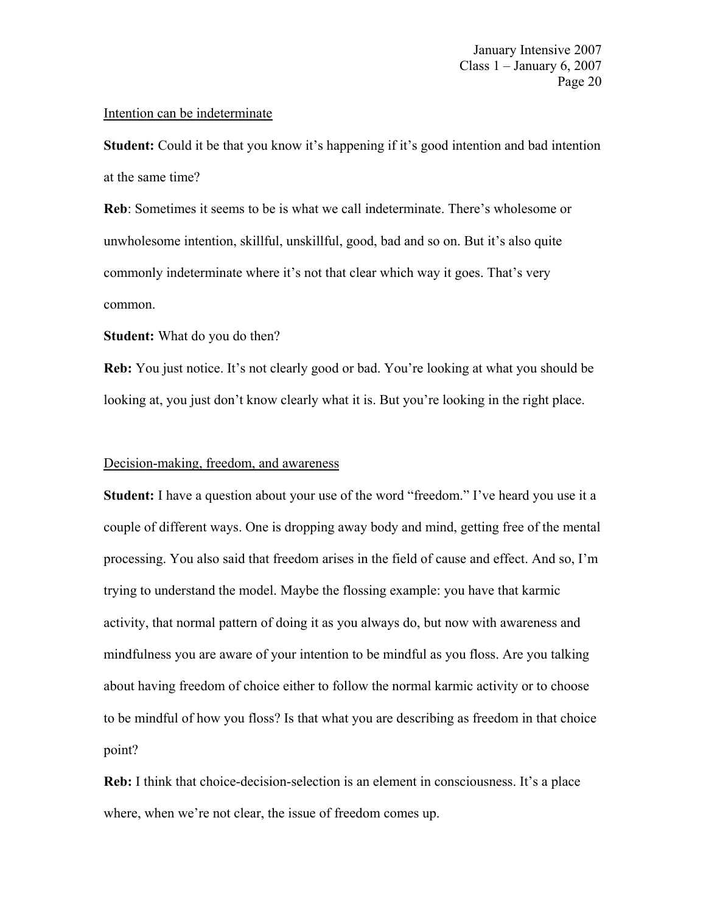<u>Intention can be indeterminate</u>

**Student:** Could it be that you know it's happening if it's good intention and bad intention at the same time?

**Reb**: Sometimes it seems to be is what we call indeterminate. There's wholesome or unwholesome intention, skillful, unskillful, good, bad and so on. But it's also quite commonly indeterminate where it's not that clear which way it goes. That's very common.

**Student:** What do you do then?

**Reb:** You just notice. It's not clearly good or bad. You're looking at what you should be looking at, you just don't know clearly what it is. But you're looking in the right place.

<u>Decision-making, freedom, and awareness</u>

**Student:** I have a question about your use of the word "freedom." I've heard you use it a couple of different ways. One is dropping away body and mind, getting free of the mental processing. You also said that freedom arises in the field of cause and effect. And so, I'm trying to understand the model. Maybe the flossing example: you have that karmic activity, that normal pattern of doing it as you always do, but now with awareness and mindfulness you are aware of your intention to be mindful as you floss. Are you talking about having freedom of choice either to follow the normal karmic activity or to choose to be mindful of how you floss? Is that what you are describing as freedom in that choice point?

**Reb:** I think that choice-decision-selection is an element in consciousness. It's a place where, when we're not clear, the issue of freedom comes up.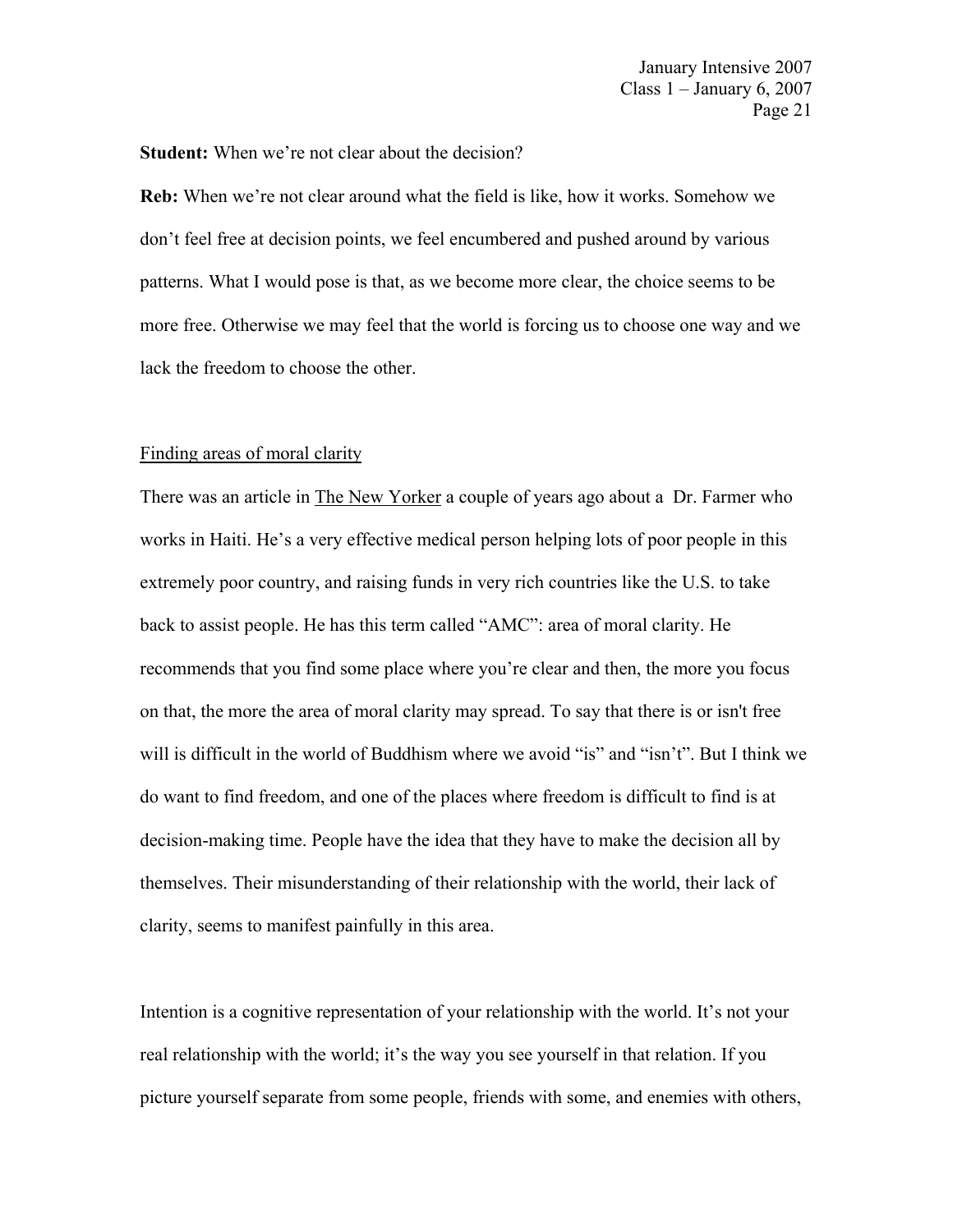**Student:** When we're not clear about the decision?

**Reb:** When we're not clear around what the field is like, how it works. Somehow we don't feel free at decision points, we feel encumbered and pushed around by various patterns. What I would pose is that, as we become more clear, the choice seems to be more free. Otherwise we may feel that the world is forcing us to choose one way and we lack the freedom to choose the other.

<u>Finding areas of moral clarity</u>

There was an article in <u>The New Yorker</u> a couple of years ago about a Dr. Farmer who works in Haiti. He's a very effective medical person helping lots of poor people in this extremely poor country, and raising funds in very rich countries like the U.S. to take back to assist people. He has this term called "AMC": area of moral clarity. He recommends that you find some place where you're clear and then, the more you focus on that, the more the area of moral clarity may spread. To say that there is or isn't free will is difficult in the world of Buddhism where we avoid "is" and "isn't". But I think we do want to find freedom, and one of the places where freedom is difficult to find is at decision-making time. People have the idea that they have to make the decision all by themselves. Their misunderstanding of their relationship with the world, their lack of clarity, seems to manifest painfully in this area.

Intention is a cognitive representation of your relationship with the world. It's not your real relationship with the world; it's the way you see yourself in that relation. If you picture yourself separate from some people, friends with some, and enemies with others,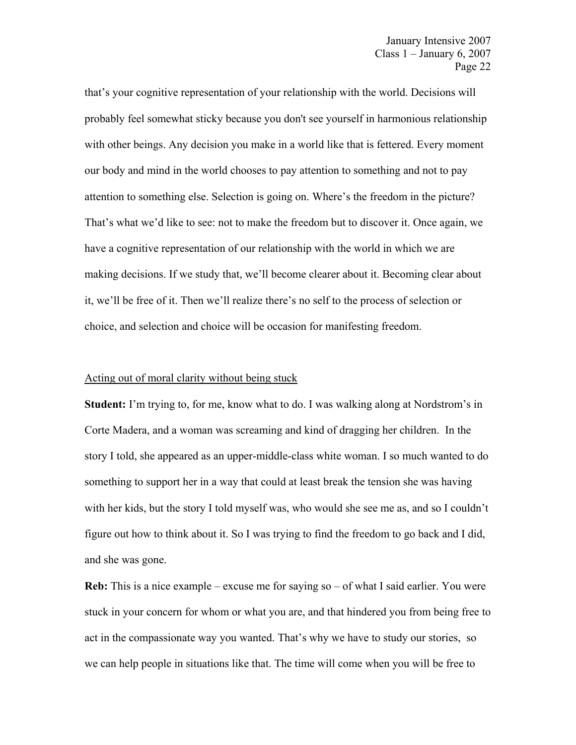that's your cognitive representation of your relationship with the world. Decisions will probably feel somewhat sticky because you don't see yourself in harmonious relationship with other beings. Any decision you make in a world like that is fettered. Every moment our body and mind in the world chooses to pay attention to something and not to pay attention to something else. Selection is going on. Where's the freedom in the picture? That's what we'd like to see: not to make the freedom but to discover it. Once again, we have a cognitive representation of our relationship with the world in which we are making decisions. If we study that, we'll become clearer about it. Becoming clear about it, we'll be free of it. Then we'll realize there's no self to the process of selection or choice, and selection and choice will be occasion for manifesting freedom.

<u>Acting out of moral clarity without being stuck</u>

**Student:** I'm trying to, for me, know what to do. I was walking along at Nordstrom's in Corte Madera, and a woman was screaming and kind of dragging her children. In the story I told, she appeared as an upper-middle-class white woman. I so much wanted to do something to support her in a way that could at least break the tension she was having with her kids, but the story I told myself was, who would she see me as, and so I couldn't figure out how to think about it. So I was trying to find the freedom to go back and I did, and she was gone.

**Reb:** This is a nice example – excuse me for saying so – of what I said earlier. You were stuck in your concern for whom or what you are, and that hindered you from being free to act in the compassionate way you wanted. That's why we have to study our stories, so we can help people in situations like that. The time will come when you will be free to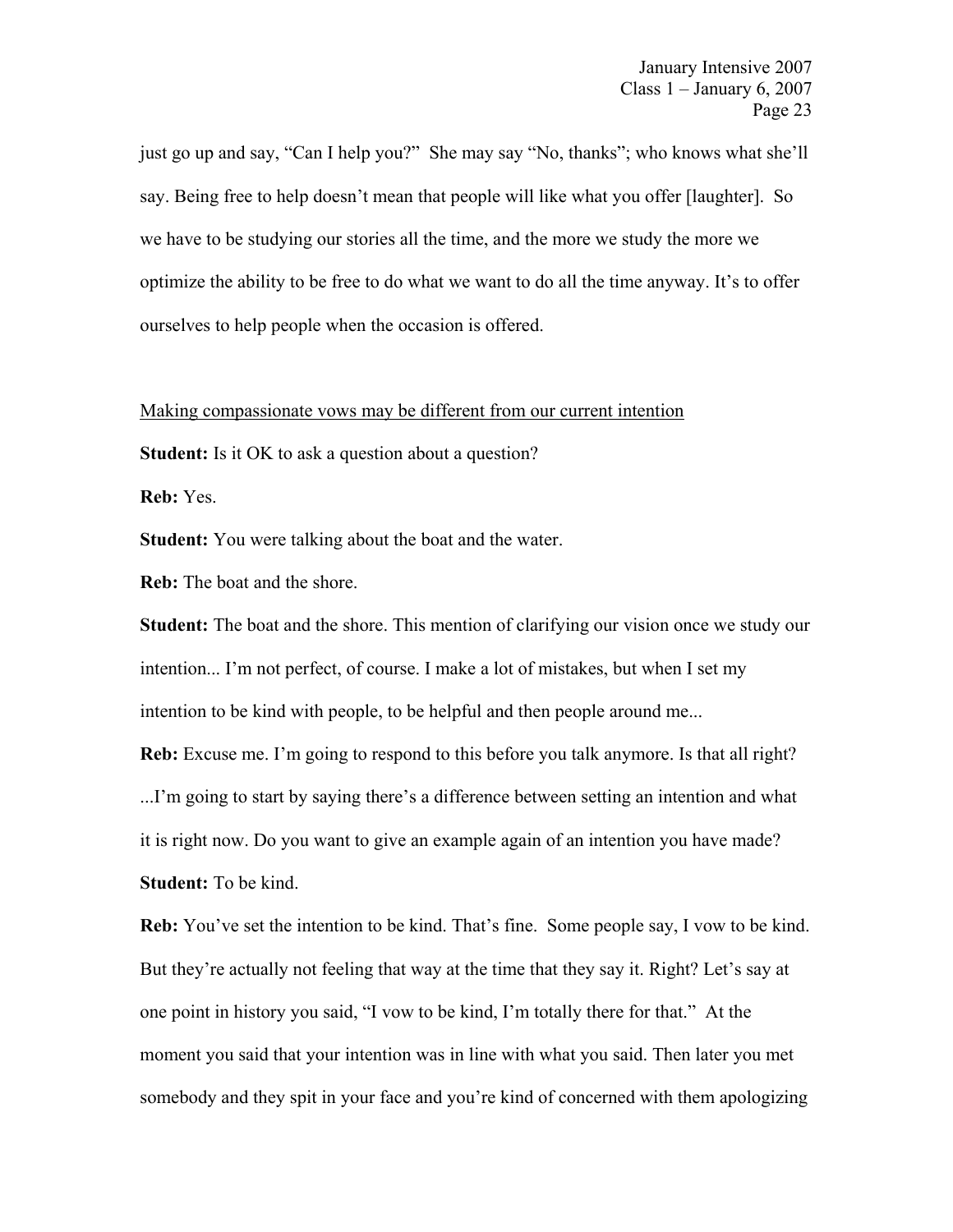just go up and say, "Can I help you?" She may say "No, thanks"; who knows what she'll say. Being free to help doesn't mean that people will like what you offer [laughter]. So we have to be studying our stories all the time, and the more we study the more we optimize the ability to be free to do what we want to do all the time anyway. It's to offer ourselves to help people when the occasion is offered.

<u>Making compassionate vows may be different from our current intention</u>

**Student:** Is it OK to ask a question about a question?

**Reb:** Yes.

**Student:** You were talking about the boat and the water.

**Reb:** The boat and the shore.

**Student:** The boat and the shore. This mention of clarifying our vision once we study our intention... I'm not perfect, of course. I make a lot of mistakes, but when I set my intention to be kind with people, to be helpful and then people around me...

**Reb:** Excuse me. I'm going to respond to this before you talk anymore. Is that all right? ...I'm going to start by saying there's a difference between setting an intention and what it is right now. Do you want to give an example again of an intention you have made?

**Student:** To be kind.

**Reb:** You've set the intention to be kind. That's fine. Some people say, I vow to be kind. But they're actually not feeling that way at the time that they say it. Right? Let's say at one point in history you said, "I vow to be kind, I'm totally there for that." At the moment you said that your intention was in line with what you said. Then later you met somebody and they spit in your face and you're kind of concerned with them apologizing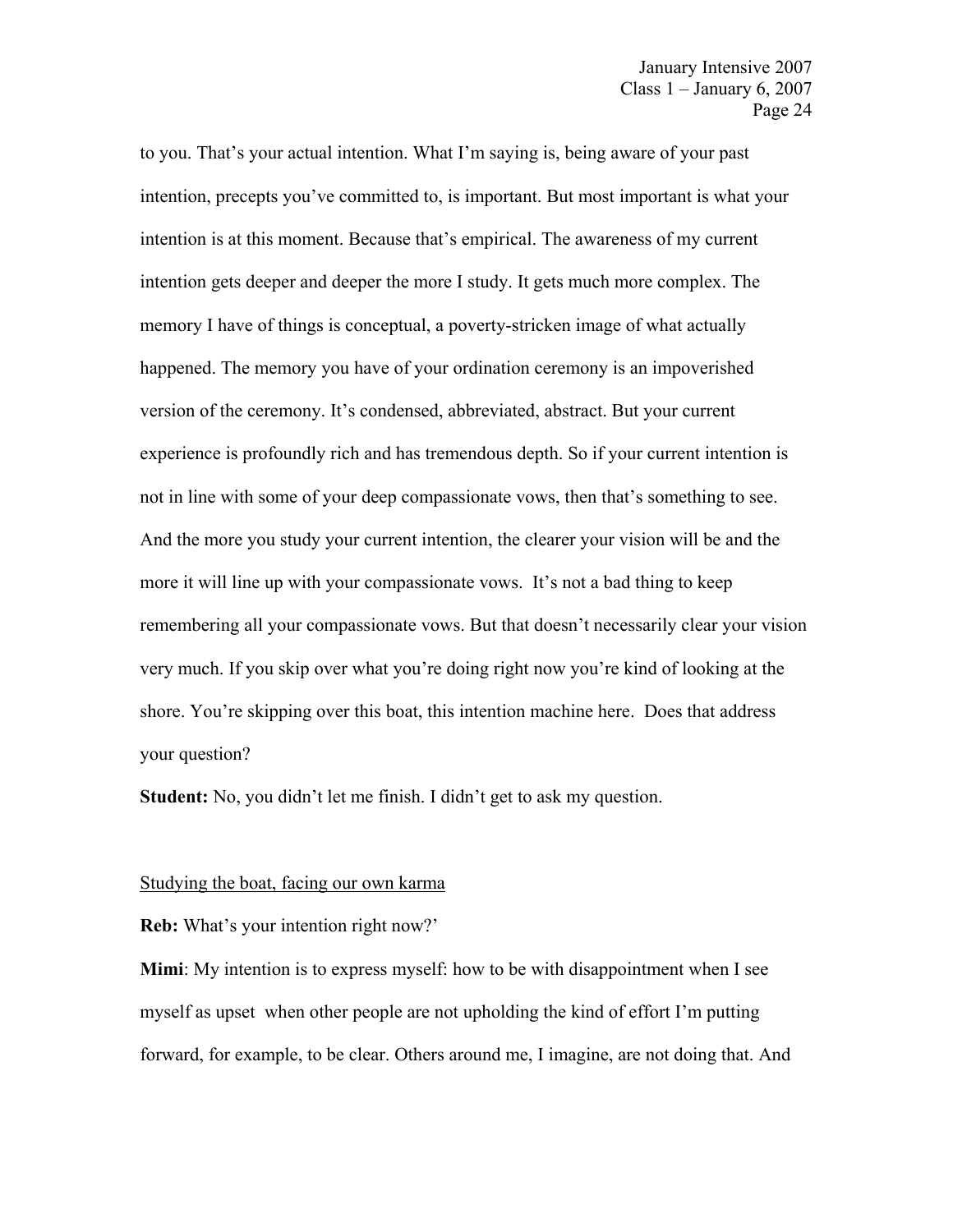to you. That's your actual intention. What I'm saying is, being aware of your past intention, precepts you've committed to, is important. But most important is what your intention is at this moment. Because that's empirical. The awareness of my current intention gets deeper and deeper the more I study. It gets much more complex. The memory I have of things is conceptual, a poverty-stricken image of what actually happened. The memory you have of your ordination ceremony is an impoverished version of the ceremony. It's condensed, abbreviated, abstract. But your current experience is profoundly rich and has tremendous depth. So if your current intention is not in line with some of your deep compassionate vows, then that's something to see. And the more you study your current intention, the clearer your vision will be and the more it will line up with your compassionate vows. It's not a bad thing to keep remembering all your compassionate vows. But that doesn't necessarily clear your vision very much. If you skip over what you're doing right now you're kind of looking at the shore. You're skipping over this boat, this intention machine here. Does that address your question?

**Student:** No, you didn't let me finish. I didn't get to ask my question.

<u>Studying the boat, facing our own karma</u>

**Reb:** What's your intention right now?'

**Mimi**: My intention is to express myself: how to be with disappointment when I see myself as upset when other people are not upholding the kind of effort I'm putting forward, for example, to be clear. Others around me, I imagine, are not doing that. And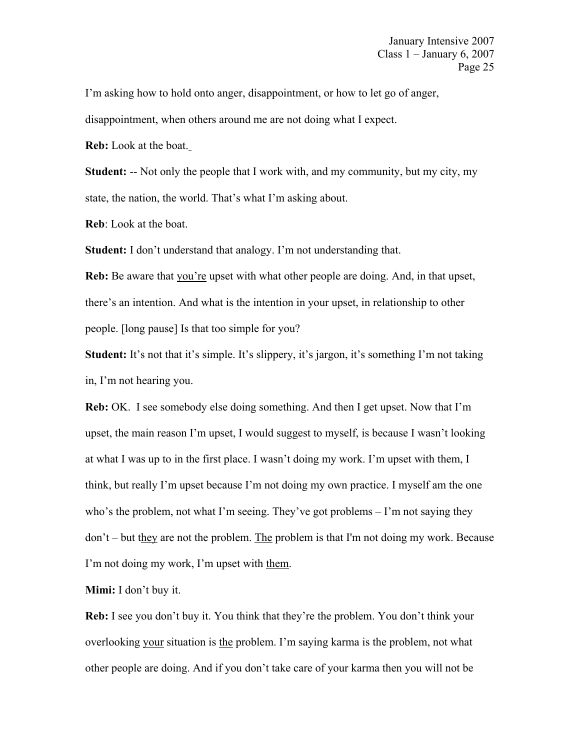I'm asking how to hold onto anger, disappointment, or how to let go of anger, disappointment, when others around me are not doing what I expect.

**Reb:** Look at the boat.

**Student:** -- Not only the people that I work with, and my community, but my city, my state, the nation, the world. That's what I'm asking about.

**Reb**: Look at the boat.

**Student:** I don't understand that analogy. I'm not understanding that.

**Reb:** Be aware that <u>you're</u> upset with what other people are doing. And, in that upset, there's an intention. And what is the intention in your upset, in relationship to other people. [long pause] Is that too simple for you?

**Student:** It's not that it's simple. It's slippery, it's jargon, it's something I'm not taking in, I'm not hearing you.

**Reb:** OK. I see somebody else doing something. And then I get upset. Now that I'm upset, the main reason I'm upset, I would suggest to myself, is because I wasn't looking at what I was up to in the first place. I wasn't doing my work. I'm upset with them, I think, but really I'm upset because I'm not doing my own practice. I myself am the one who's the problem, not what I'm seeing. They've got problems – I'm not saying they don't – but <u>they</u> are not the problem. <u>The</u> problem is that I'm not doing my work. Because I'm not doing my work, I'm upset with <u>them</u>.

**Mimi:** I don't buy it.

**Reb:** I see you don't buy it. You think that they're the problem. You don't think your overlooking <u>your</u> situation is <u>the</u> problem. I'm saying karma is the problem, not what other people are doing. And if you don't take care of your karma then you will not be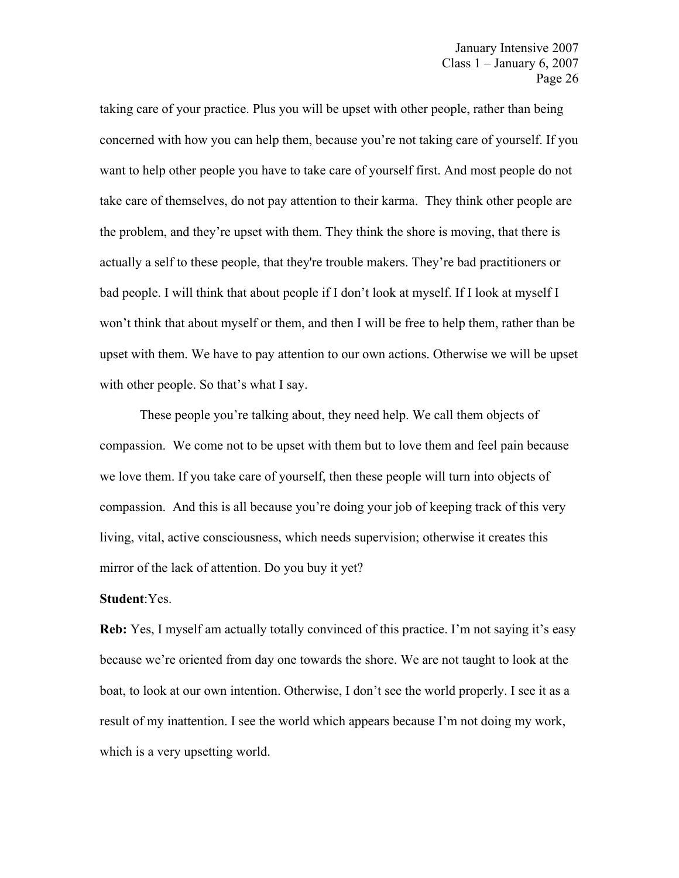taking care of your practice. Plus you will be upset with other people, rather than being concerned with how you can help them, because you're not taking care of yourself. If you want to help other people you have to take care of yourself first. And most people do not take care of themselves, do not pay attention to their karma. They think other people are the problem, and they're upset with them. They think the shore is moving, that there is actually a self to these people, that they're trouble makers. They're bad practitioners or bad people. I will think that about people if I don't look at myself. If I look at myself I won't think that about myself or them, and then I will be free to help them, rather than be upset with them. We have to pay attention to our own actions. Otherwise we will be upset with other people. So that's what I say.

These people you're talking about, they need help. We call them objects of compassion. We come not to be upset with them but to love them and feel pain because we love them. If you take care of yourself, then these people will turn into objects of compassion. And this is all because you're doing your job of keeping track of this very living, vital, active consciousness, which needs supervision; otherwise it creates this mirror of the lack of attention. Do you buy it yet?

**Student**:Yes.

**Reb:** Yes, I myself am actually totally convinced of this practice. I'm not saying it's easy because we're oriented from day one towards the shore. We are not taught to look at the boat, to look at our own intention. Otherwise, I don't see the world properly. I see it as a result of my inattention. I see the world which appears because I'm not doing my work, which is a very upsetting world.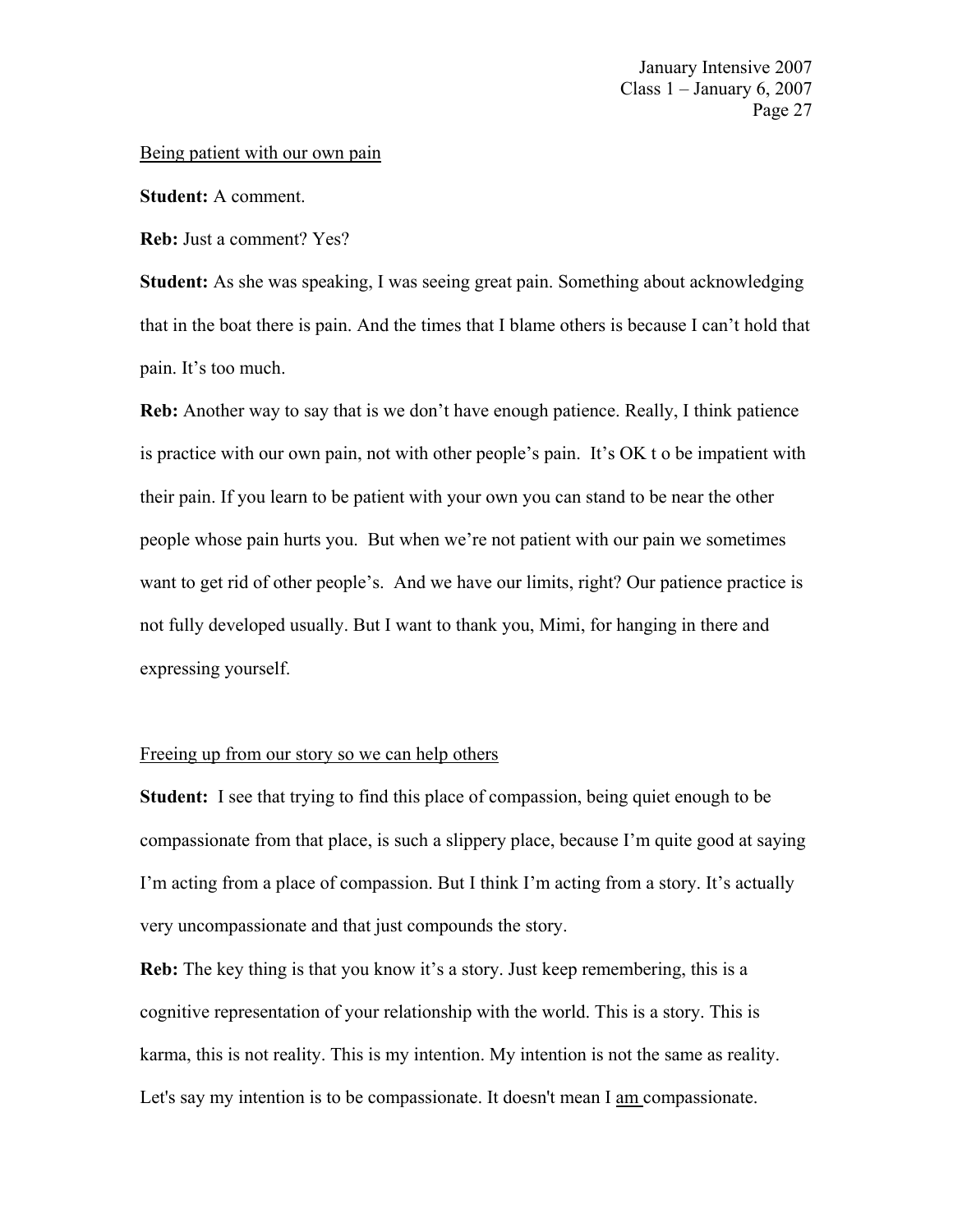<u>Being patient with our own pain</u>

**Student:** A comment.

**Reb:** Just a comment? Yes?

**Student:** As she was speaking, I was seeing great pain. Something about acknowledging that in the boat there is pain. And the times that I blame others is because I can't hold that pain. It's too much.

**Reb:** Another way to say that is we don't have enough patience. Really, I think patience is practice with our own pain, not with other people's pain. It's OK t o be impatient with their pain. If you learn to be patient with your own you can stand to be near the other people whose pain hurts you. But when we're not patient with our pain we sometimes want to get rid of other people's. And we have our limits, right? Our patience practice is not fully developed usually. But I want to thank you, Mimi, for hanging in there and expressing yourself.

<u>Freeing up from our story so we can help others</u>

**Student:** I see that trying to find this place of compassion, being quiet enough to be compassionate from that place, is such a slippery place, because I'm quite good at saying I'm acting from a place of compassion. But I think I'm acting from a story. It's actually very uncompassionate and that just compounds the story.

**Reb:** The key thing is that you know it's a story. Just keep remembering, this is a cognitive representation of your relationship with the world. This is a story. This is karma, this is not reality. This is my intention. My intention is not the same as reality. Let's say my intention is to be compassionate. It doesn't mean I <u>am</u> compassionate.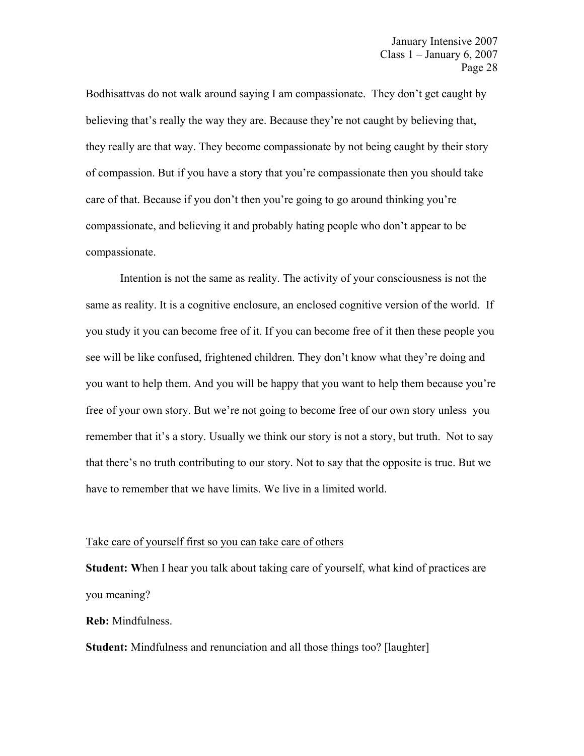Bodhisattvas do not walk around saying I am compassionate. They don't get caught by believing that's really the way they are. Because they're not caught by believing that, they really are that way. They become compassionate by not being caught by their story of compassion. But if you have a story that you're compassionate then you should take care of that. Because if you don't then you're going to go around thinking you're compassionate, and believing it and probably hating people who don't appear to be compassionate.

Intention is not the same as reality. The activity of your consciousness is not the same as reality. It is a cognitive enclosure, an enclosed cognitive version of the world. If you study it you can become free of it. If you can become free of it then these people you see will be like confused, frightened children. They don't know what they're doing and you want to help them. And you will be happy that you want to help them because you're free of your own story. But we're not going to become free of our own story unless you remember that it's a story. Usually we think our story is not a story, but truth. Not to say that there's no truth contributing to our story. Not to say that the opposite is true. But we have to remember that we have limits. We live in a limited world.

<u>Take care of yourself first so you can take care of others</u>

**Student:** When I hear you talk about taking care of yourself, what kind of practices are you meaning?

**Reb:** Mindfulness.

**Student:** Mindfulness and renunciation and all those things too? [laughter]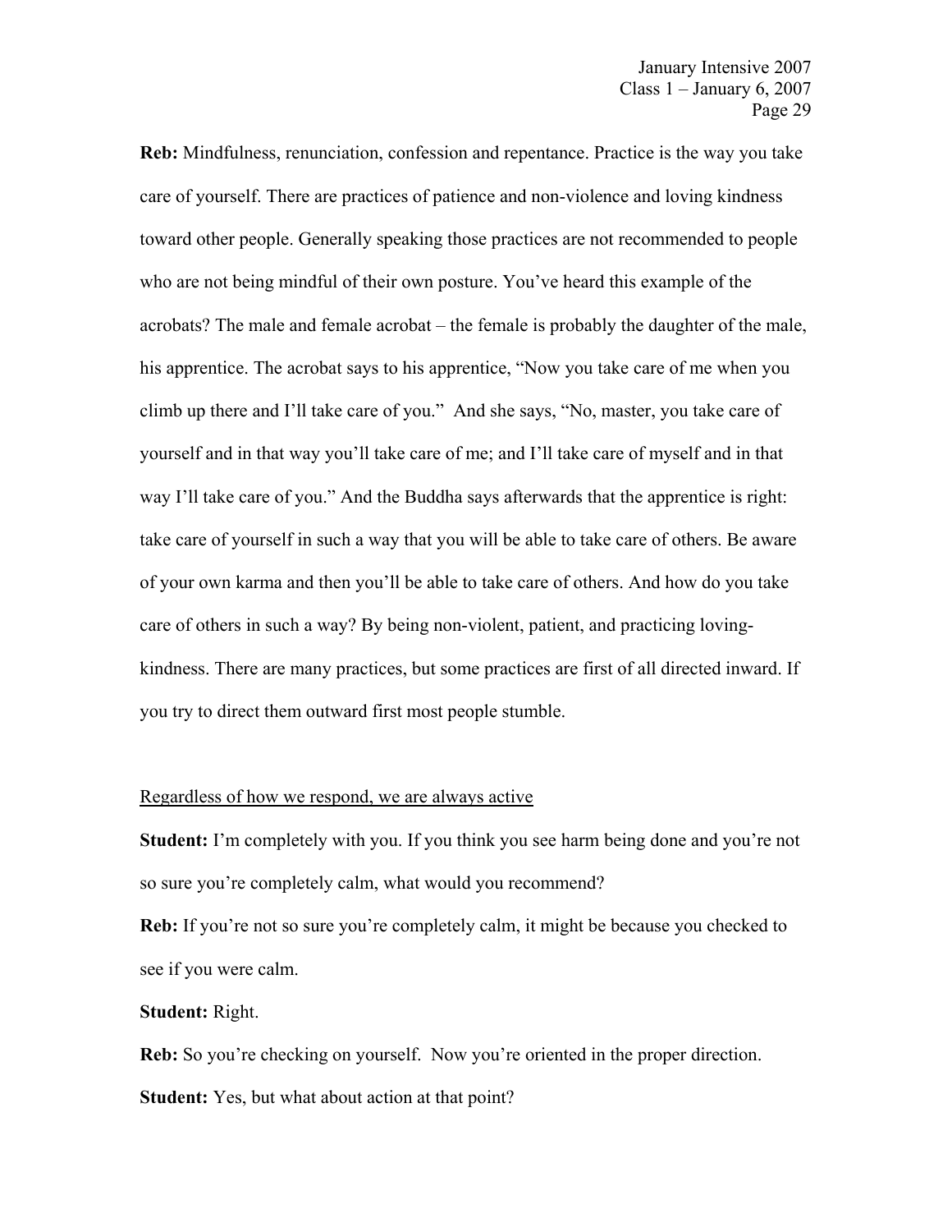**Reb:** Mindfulness, renunciation, confession and repentance. Practice is the way you take care of yourself. There are practices of patience and non-violence and loving kindness toward other people. Generally speaking those practices are not recommended to people who are not being mindful of their own posture. You've heard this example of the acrobats? The male and female acrobat – the female is probably the daughter of the male, his apprentice. The acrobat says to his apprentice, "Now you take care of me when you climb up there and I'll take care of you." And she says, "No, master, you take care of yourself and in that way you'll take care of me; and I'll take care of myself and in that way I'll take care of you." And the Buddha says afterwards that the apprentice is right: take care of yourself in such a way that you will be able to take care of others. Be aware of your own karma and then you'll be able to take care of others. And how do you take care of others in such a way? By being non-violent, patient, and practicing loving-kindness. There are many practices, but some practices are first of all directed inward. If you try to direct them outward first most people stumble.

<u>Regardless of how we respond, we are always active</u>

**Student:** I'm completely with you. If you think you see harm being done and you're not so sure you're completely calm, what would you recommend?

**Reb:** If you're not so sure you're completely calm, it might be because you checked to see if you were calm.

**Student:** Right.

**Reb:** So you're checking on yourself. Now you're oriented in the proper direction.

**Student:** Yes, but what about action at that point?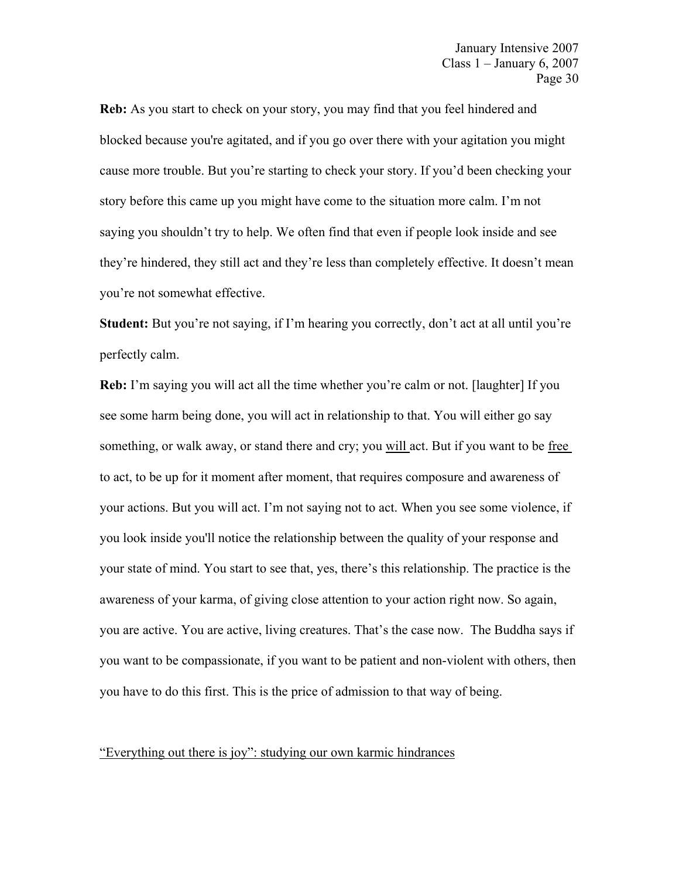**Reb:** As you start to check on your story, you may find that you feel hindered and blocked because you're agitated, and if you go over there with your agitation you might cause more trouble. But you're starting to check your story. If you'd been checking your story before this came up you might have come to the situation more calm. I'm not saying you shouldn't try to help. We often find that even if people look inside and see they're hindered, they still act and they're less than completely effective. It doesn't mean you're not somewhat effective.

**Student:** But you're not saying, if I'm hearing you correctly, don't act at all until you're perfectly calm.

**Reb:** I'm saying you will act all the time whether you're calm or not. [laughter] If you see some harm being done, you will act in relationship to that. You will either go say something, or walk away, or stand there and cry; you <u>will</u> act. But if you want to be <u>free</u> to act, to be up for it moment after moment, that requires composure and awareness of your actions. But you will act. I'm not saying not to act. When you see some violence, if you look inside you'll notice the relationship between the quality of your response and your state of mind. You start to see that, yes, there's this relationship. The practice is the awareness of your karma, of giving close attention to your action right now. So again, you are active. You are active, living creatures. That's the case now. The Buddha says if you want to be compassionate, if you want to be patient and non-violent with others, then you have to do this first. This is the price of admission to that way of being.

## <u>"Everything out there is joy": studying our own karmic hindrances</u>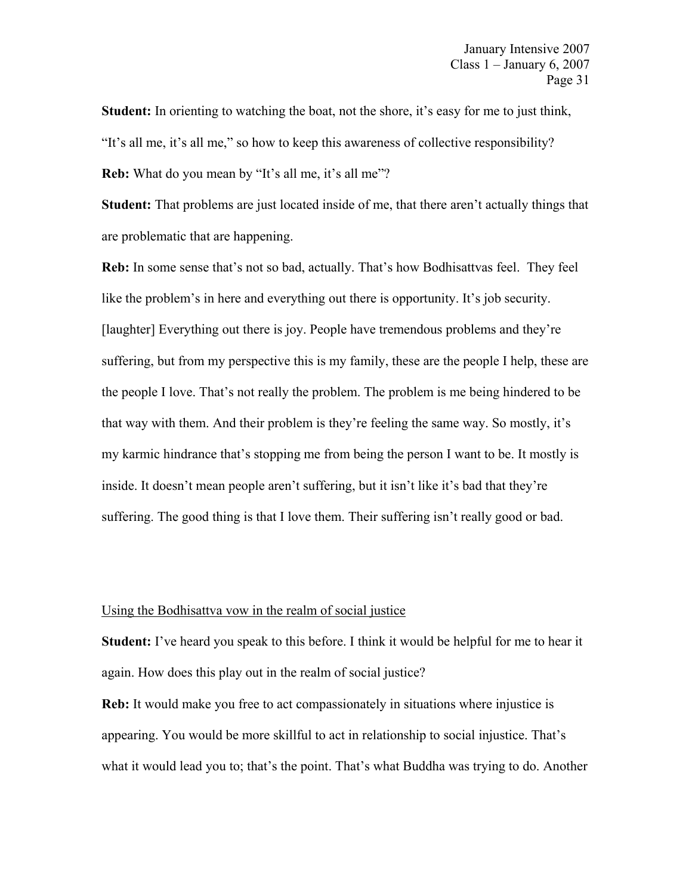**Student:** In orienting to watching the boat, not the shore, it's easy for me to just think, "It's all me, it's all me," so how to keep this awareness of collective responsibility?

**Reb:** What do you mean by "It's all me, it's all me"?

**Student:** That problems are just located inside of me, that there aren't actually things that are problematic that are happening.

**Reb:** In some sense that's not so bad, actually. That's how Bodhisattvas feel. They feel like the problem's in here and everything out there is opportunity. It's job security. [laughter] Everything out there is joy. People have tremendous problems and they're suffering, but from my perspective this is my family, these are the people I help, these are the people I love. That's not really the problem. The problem is me being hindered to be that way with them. And their problem is they're feeling the same way. So mostly, it's my karmic hindrance that's stopping me from being the person I want to be. It mostly is inside. It doesn't mean people aren't suffering, but it isn't like it's bad that they're suffering. The good thing is that I love them. Their suffering isn't really good or bad.

<u>Using the Bodhisattva vow in the realm of social justice</u>

**Student:** I've heard you speak to this before. I think it would be helpful for me to hear it again. How does this play out in the realm of social justice?

**Reb:** It would make you free to act compassionately in situations where injustice is appearing. You would be more skillful to act in relationship to social injustice. That's what it would lead you to; that's the point. That's what Buddha was trying to do. Another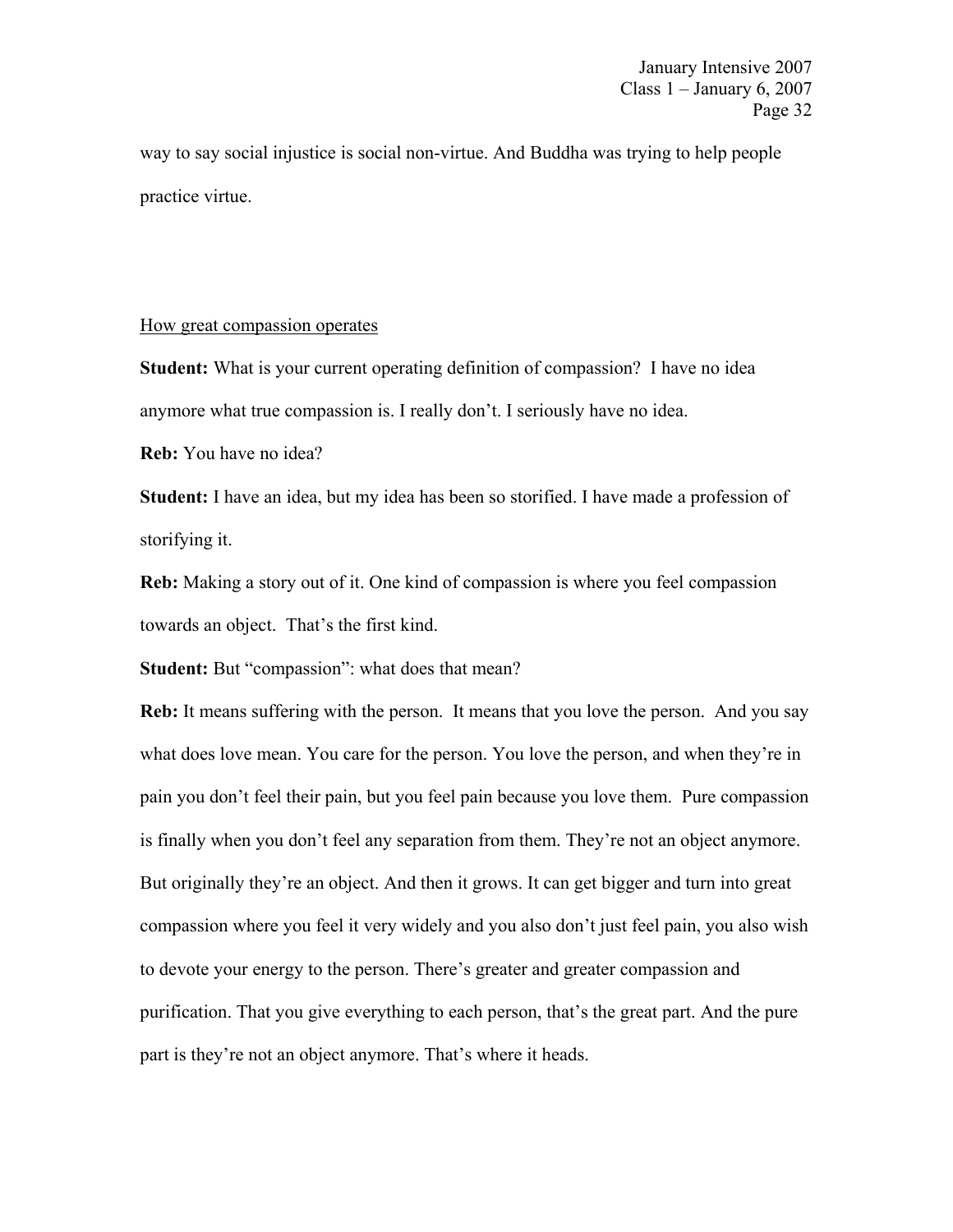way to say social injustice is social non-virtue. And Buddha was trying to help people practice virtue.

How great compassion operates

**Student:** What is your current operating definition of compassion? I have no idea anymore what true compassion is. I really don't. I seriously have no idea.

**Reb:** You have no idea?

**Student:** I have an idea, but my idea has been so storified. I have made a profession of storifying it.

**Reb:** Making a story out of it. One kind of compassion is where you feel compassion towards an object. That's the first kind.

**Student:** But "compassion": what does that mean?

**Reb:** It means suffering with the person. It means that you love the person. And you say what does love mean. You care for the person. You love the person, and when they're in pain you don't feel their pain, but you feel pain because you love them. Pure compassion is finally when you don't feel any separation from them. They're not an object anymore. But originally they're an object. And then it grows. It can get bigger and turn into great compassion where you feel it very widely and you also don't just feel pain, you also wish to devote your energy to the person. There's greater and greater compassion and purification. That you give everything to each person, that's the great part. And the pure part is they're not an object anymore. That's where it heads.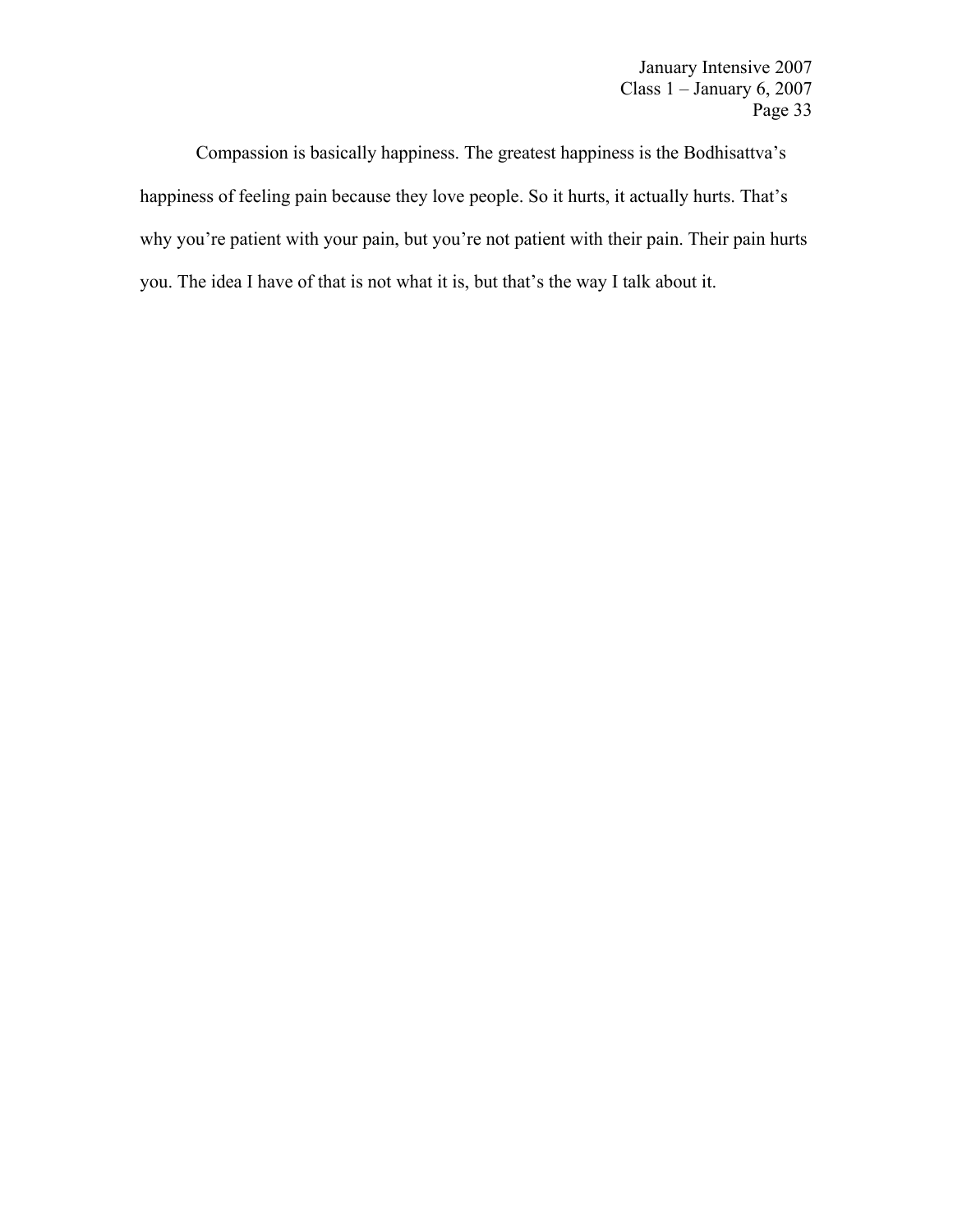Compassion is basically happiness. The greatest happiness is the Bodhisattva's happiness of feeling pain because they love people. So it hurts, it actually hurts. That's why you're patient with your pain, but you're not patient with their pain. Their pain hurts you. The idea I have of that is not what it is, but that's the way I talk about it.